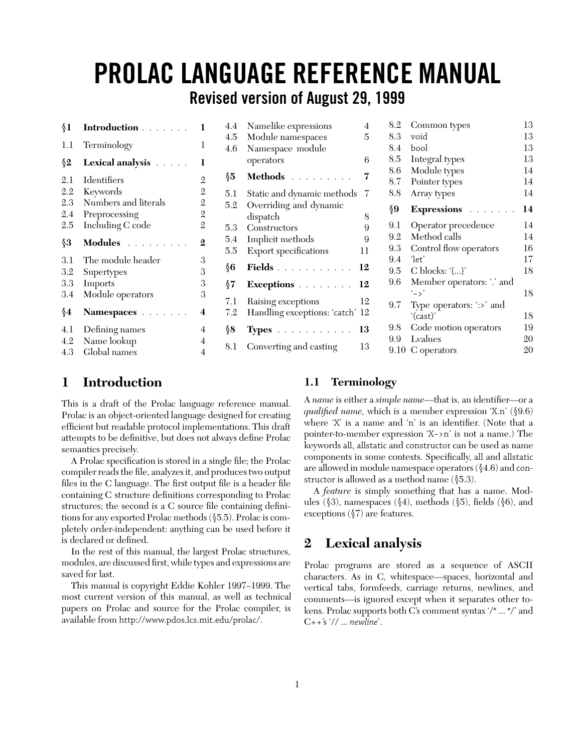# PROLAC LANGUAGE REFERENCE MANUAL

## Revised version of August 29, 1999

| | | |
|---|---|---|
| **§1** | **Introduction** | **1** |
| 1.1 | Terminology | 1 |
| **§2** | **Lexical analysis** | **1** |
| 2.1 | Identifiers | 2 |
| 2.2 | Keywords | 2 |
| 2.3 | Numbers and literals | 2 |
| 2.4 | Preprocessing | 2 |
| 2.5 | Including C code | 2 |
| **§3** | **Modules** | **2** |
| 3.1 | The module header | 3 |
| 3.2 | Supertypes | 3 |
| 3.3 | Imports | 3 |
| 3.4 | Module operators | 3 |
| **§4** | **Namespaces** | **4** |
| 4.1 | Defining names | 4 |
| 4.2 | Name lookup | 4 |
| 4.3 | Global names | 4 |
| 4.4 | Namelike expressions | 4 |
| 4.5 | Module namespaces | 5 |
| 4.6 | Namespace module operators | 6 |
| **§5** | **Methods** | **7** |
| 5.1 | Static and dynamic methods | 7 |
| 5.2 | Overriding and dynamic dispatch | 8 |
| 5.3 | Constructors | 9 |
| 5.4 | Implicit methods | 9 |
| 5.5 | Export specifications | 11 |
| **§6** | **Fields** | **12** |
| **§7** | **Exceptions** | **12** |
| 7.1 | Raising exceptions | 12 |
| 7.2 | Handling exceptions: 'catch' | 12 |
| **§8** | **Types** | **13** |
| 8.1 | Converting and casting | 13 |
| 8.2 | Common types | 13 |
| 8.3 | void | 13 |
| 8.4 | bool | 13 |
| 8.5 | Integral types | 13 |
| 8.6 | Module types | 14 |
| 8.7 | Pointer types | 14 |
| 8.8 | Array types | 14 |
| **§9** | **Expressions** | **14** |
| 9.1 | Operator precedence | 14 |
| 9.2 | Method calls | 14 |
| 9.3 | Control flow operators | 16 |
| 9.4 | 'let' | 17 |
| 9.5 | C blocks: '{...}' | 18 |
| 9.6 | Member operators: '.' and '->' | 18 |
| 9.7 | Type operators: ':>' and '(cast)' | 18 |
| 9.8 | Code motion operators | 19 |
| 9.9 | Lvalues | 20 |
| 9.10 | C operators | 20 |

# 1 Introduction

This is a draft of the Prolac language reference manual. Prolac is an object-oriented language designed for creating efficient but readable protocol implementations. This draft attempts to be definitive, but does not always define Prolac semantics precisely.

A Prolac specification is stored in a single file; the Prolac compiler reads the file, analyzes it, and produces two output files in the C language. The first output file is a header file containing C structure definitions corresponding to Prolac structures; the second is a C source file containing definitions for any exported Prolac methods (§5.5). Prolac is completely order-independent: anything can be used before it is declared or defined.

In the rest of this manual, the largest Prolac structures, modules, are discussed first, while types and expressions are saved for last.

This manual is copyright Eddie Kohler 1997–1999. The most current version of this manual, as well as technical papers on Prolac and source for the Prolac compiler, is available from http://www.pdos.lcs.mit.edu/prolac/.

## 1.1 Terminology

A *name* is either a *simple name*—that is, an identifier—or a *qualified name,* which is a member expression 'X.n' (§9.6) where 'X' is a name and 'n' is an identifier. (Note that a pointer-to-member expression 'X->n' is not a name.) The keywords all, allstatic and constructor can be used as name components in some contexts. Specifically, all and allstatic are allowed in module namespace operators (§4.6) and constructor is allowed as a method name (§5.3).

A *feature* is simply something that has a name. Modules (§3), namespaces (§4), methods (§5), fields (§6), and exceptions (§7) are features.

# 2 Lexical analysis

Prolac programs are stored as a sequence of ASCII characters. As in C, whitespace—spaces, horizontal and vertical tabs, formfeeds, carriage returns, newlines, and comments—is ignored except when it separates other tokens. Prolac supports both C's comment syntax '/* ... */' and C++'s '// ... *newline*'.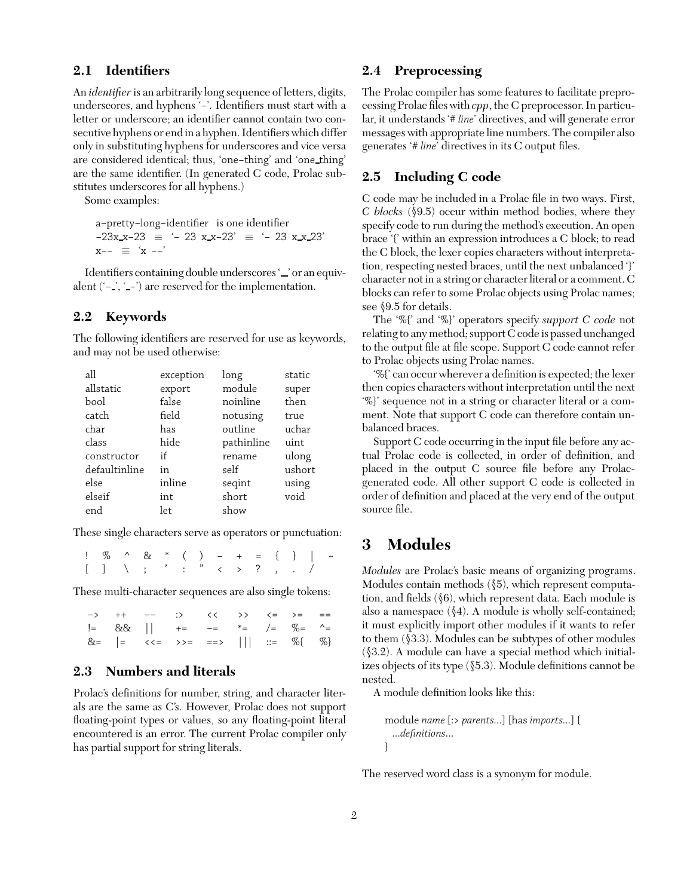## 2.1 Identifiers

An *identifier* is an arbitrarily long sequence of letters, digits, underscores, and hyphens '-'. Identifiers must start with a letter or underscore; an identifier cannot contain two consecutive hyphens or end in a hyphen. Identifiers which differ only in substituting hyphens for underscores and vice versa are considered identical; thus, 'one-thing' and 'one_thing' are the same identifier. (In generated C code, Prolac substitutes underscores for all hyphens.)

Some examples:

```
a-pretty-long-identifier   is one identifier
-23x_x-23  ≡  '- 23 x_x-23'  ≡  '- 23 x_x_23'
x--  ≡  'x --'
```

Identifiers containing double underscores '__' or an equivalent ('-_', '_-') are reserved for the implementation.

## 2.2 Keywords

The following identifiers are reserved for use as keywords, and may not be used otherwise:

| | | | |
|---|---|---|---|
| all | exception | long | static |
| allstatic | export | module | super |
| bool | false | noinline | then |
| catch | field | notusing | true |
| char | has | outline | uchar |
| class | hide | pathinline | uint |
| constructor | if | rename | ulong |
| defaultinline | in | self | ushort |
| else | inline | seqint | using |
| elseif | int | short | void |
| end | let | show | |

These single characters serve as operators or punctuation:

```
!  %  ^  &  *  (  )  -  +  =  {  }  |  ~
[  ]  \  ;  '  :  "  <  >  ?  ,  .  /
```

These multi-character sequences are also single tokens:

```
->   ++   --   :>    <<    >>    <=   >=   ==
!=   &&   ||   +=    -=    *=    /=   %=   ^=
&=   |=   <<=  >>=   ==>   |||   ::=  %{   %}
```

## 2.3 Numbers and literals

Prolac's definitions for number, string, and character literals are the same as C's. However, Prolac does not support floating-point types or values, so any floating-point literal encountered is an error. The current Prolac compiler only has partial support for string literals.

## 2.4 Preprocessing

The Prolac compiler has some features to facilitate preprocessing Prolac files with *cpp*, the C preprocessor. In particular, it understands '# *line*' directives, and will generate error messages with appropriate line numbers. The compiler also generates '# *line*' directives in its C output files.

## 2.5 Including C code

C code may be included in a Prolac file in two ways. First, *C blocks* (§9.5) occur within method bodies, where they specify code to run during the method's execution. An open brace '{' within an expression introduces a C block; to read the C block, the lexer copies characters without interpretation, respecting nested braces, until the next unbalanced '}' character not in a string or character literal or a comment. C blocks can refer to some Prolac objects using Prolac names; see §9.5 for details.

The '%{' and '%}' operators specify *support C code* not relating to any method; support C code is passed unchanged to the output file at file scope. Support C code cannot refer to Prolac objects using Prolac names.

'%{' can occur wherever a definition is expected; the lexer then copies characters without interpretation until the next '%}' sequence not in a string or character literal or a comment. Note that support C code can therefore contain unbalanced braces.

Support C code occurring in the input file before any actual Prolac code is collected, in order of definition, and placed in the output C source file before any Prolac-generated code. All other support C code is collected in order of definition and placed at the very end of the output source file.

# 3 Modules

*Modules* are Prolac's basic means of organizing programs. Modules contain methods (§5), which represent computation, and fields (§6), which represent data. Each module is also a namespace (§4). A module is wholly self-contained; it must explicitly import other modules if it wants to refer to them (§3.3). Modules can be subtypes of other modules (§3.2). A module can have a special method which initializes objects of its type (§5.3). Module definitions cannot be nested.

A module definition looks like this:

```
module name [:> parents...] [has imports...] {
  ...definitions...
}
```

The reserved word class is a synonym for module.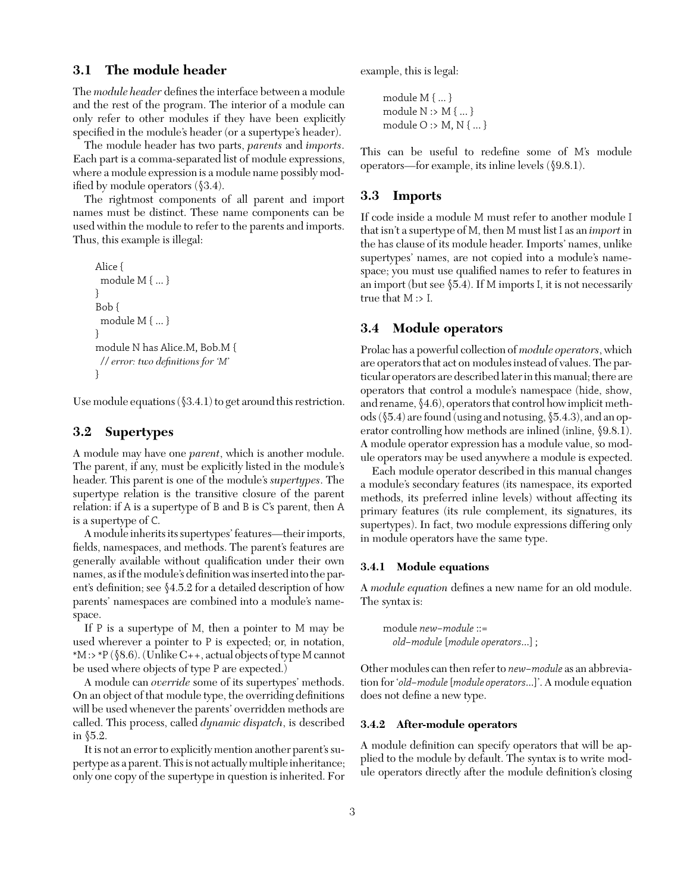## 3.1 The module header

The *module header* defines the interface between a module and the rest of the program. The interior of a module can only refer to other modules if they have been explicitly specified in the module's header (or a supertype's header).

The module header has two parts, *parents* and *imports*. Each part is a comma-separated list of module expressions, where a module expression is a module name possibly modified by module operators (§3.4).

The rightmost components of all parent and import names must be distinct. These name components can be used within the module to refer to the parents and imports. Thus, this example is illegal:

```
Alice {
  module M { ... }
}
Bob {
  module M { ... }
}
module N has Alice.M, Bob.M {
  // error: two definitions for 'M'
}
```

Use module equations (§3.4.1) to get around this restriction.

## 3.2 Supertypes

A module may have one *parent*, which is another module. The parent, if any, must be explicitly listed in the module's header. This parent is one of the module's *supertypes*. The supertype relation is the transitive closure of the parent relation: if A is a supertype of B and B is C's parent, then A is a supertype of C.

A module inherits its supertypes' features—their imports, fields, namespaces, and methods. The parent's features are generally available without qualification under their own names, as if the module's definition was inserted into the parent's definition; see §4.5.2 for a detailed description of how parents' namespaces are combined into a module's namespace.

If P is a supertype of M, then a pointer to M may be used wherever a pointer to P is expected; or, in notation, *M :> *P (§8.6). (Unlike C++, actual objects of type M cannot be used where objects of type P are expected.)

A module can *override* some of its supertypes' methods. On an object of that module type, the overriding definitions will be used whenever the parents' overridden methods are called. This process, called *dynamic dispatch*, is described in §5.2.

It is not an error to explicitly mention another parent's supertype as a parent. This is not actually multiple inheritance; only one copy of the supertype in question is inherited. For example, this is legal:

```
module M { ... }
module N :> M { ... }
module O :> M, N { ... }
```

This can be useful to redefine some of M's module operators—for example, its inline levels (§9.8.1).

## 3.3 Imports

If code inside a module M must refer to another module I that isn't a supertype of M, then M must list I as an *import* in the has clause of its module header. Imports' names, unlike supertypes' names, are not copied into a module's namespace; you must use qualified names to refer to features in an import (but see §5.4). If M imports I, it is not necessarily true that M :> I.

## 3.4 Module operators

Prolac has a powerful collection of *module operators*, which are operators that act on modules instead of values. The particular operators are described later in this manual; there are operators that control a module's namespace (hide, show, and rename, §4.6), operators that control how implicit methods (§5.4) are found (using and notusing, §5.4.3), and an operator controlling how methods are inlined (inline, §9.8.1). A module operator expression has a module value, so module operators may be used anywhere a module is expected.

Each module operator described in this manual changes a module's secondary features (its namespace, its exported methods, its preferred inline levels) without affecting its primary features (its rule complement, its signatures, its supertypes). In fact, two module expressions differing only in module operators have the same type.

### 3.4.1 Module equations

A *module equation* defines a new name for an old module. The syntax is:

```
module new-module ::=
  old-module [module operators...] ;
```

Other modules can then refer to *new-module* as an abbreviation for '*old-module* [*module operators...*]'. A module equation does not define a new type.

### 3.4.2 After-module operators

A module definition can specify operators that will be applied to the module by default. The syntax is to write module operators directly after the module definition's closing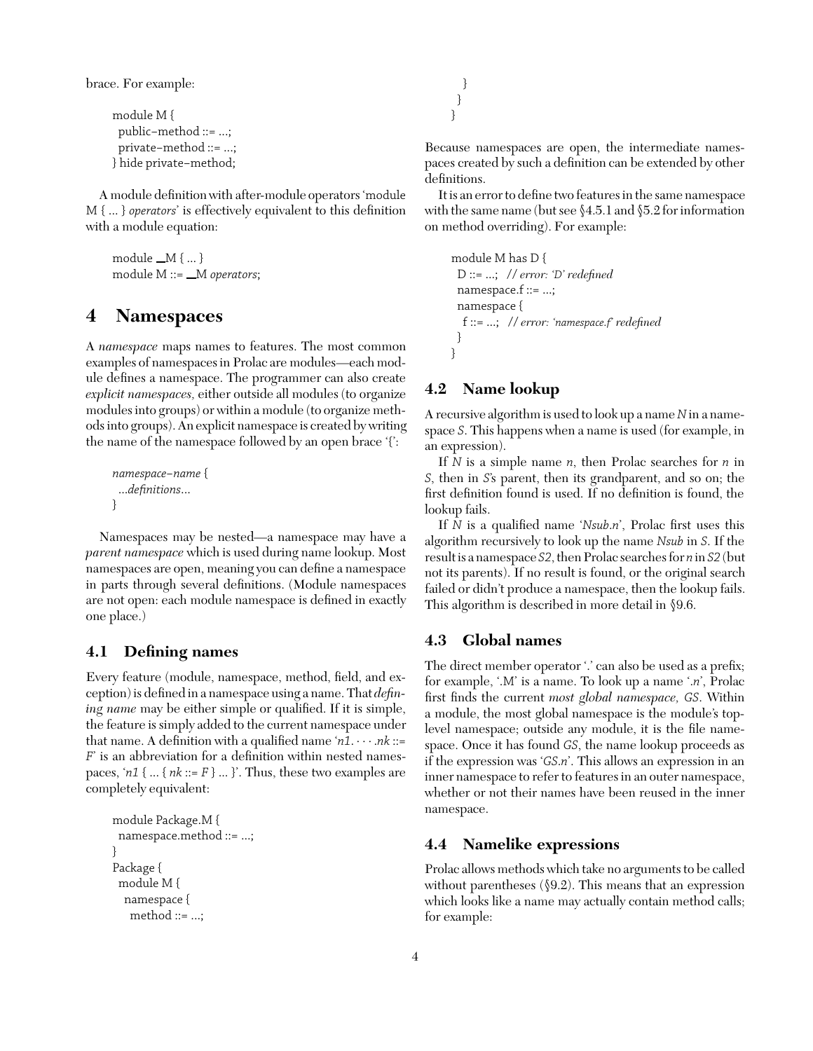brace. For example:

```
module M {
  public–method ::= ...;
  private–method ::= ...;
} hide private–method;
```

A module definition with after-module operators ‘module M { ... } *operators*’ is effectively equivalent to this definition with a module equation:

```
module __M { ... }
module M ::= __M operators;
```

# 4 Namespaces

A *namespace* maps names to features. The most common examples of namespaces in Prolac are modules—each module defines a namespace. The programmer can also create *explicit namespaces,* either outside all modules (to organize modules into groups) or within a module (to organize methods into groups). An explicit namespace is created by writing the name of the namespace followed by an open brace ‘{’:

```
namespace–name {
  ...definitions...
}
```

Namespaces may be nested—a namespace may have a *parent namespace* which is used during name lookup. Most namespaces are open, meaning you can define a namespace in parts through several definitions. (Module namespaces are not open: each module namespace is defined in exactly one place.)

## 4.1 Defining names

Every feature (module, namespace, method, field, and exception) is defined in a namespace using a name. That *defining name* may be either simple or qualified. If it is simple, the feature is simply added to the current namespace under that name. A definition with a qualified name ‘*n1*. · · · .*nk* ::= *F*’ is an abbreviation for a definition within nested namespaces, ‘*n1* { ... { *nk* ::= *F* } ... }’. Thus, these two examples are completely equivalent:

```
module Package.M {
  namespace.method ::= ...;
}
Package {
  module M {
    namespace {
      method ::= ...;
    }
  }
}
```

Because namespaces are open, the intermediate namespaces created by such a definition can be extended by other definitions.

It is an error to define two features in the same namespace with the same name (but see §4.5.1 and §5.2 for information on method overriding). For example:

```
module M has D {
  D ::= ...;  // error: 'D' redefined
  namespace.f ::= ...;
  namespace {
    f ::= ...;  // error: 'namespace.f' redefined
  }
}
```

## 4.2 Name lookup

A recursive algorithm is used to look up a name *N* in a namespace *S*. This happens when a name is used (for example, in an expression).

If *N* is a simple name *n*, then Prolac searches for *n* in *S*, then in *S*’s parent, then its grandparent, and so on; the first definition found is used. If no definition is found, the lookup fails.

If *N* is a qualified name ‘*Nsub*.*n*’, Prolac first uses this algorithm recursively to look up the name *Nsub* in *S*. If the result is a namespace *S2*, then Prolac searches for *n* in *S2* (but not its parents). If no result is found, or the original search failed or didn’t produce a namespace, then the lookup fails. This algorithm is described in more detail in §9.6.

## 4.3 Global names

The direct member operator ‘.’ can also be used as a prefix; for example, ‘.M’ is a name. To look up a name ‘.*n*’, Prolac first finds the current *most global namespace*, *GS*. Within a module, the most global namespace is the module’s top-level namespace; outside any module, it is the file namespace. Once it has found *GS*, the name lookup proceeds as if the expression was ‘*GS*.*n*’. This allows an expression in an inner namespace to refer to features in an outer namespace, whether or not their names have been reused in the inner namespace.

## 4.4 Namelike expressions

Prolac allows methods which take no arguments to be called without parentheses (§9.2). This means that an expression which looks like a name may actually contain method calls; for example: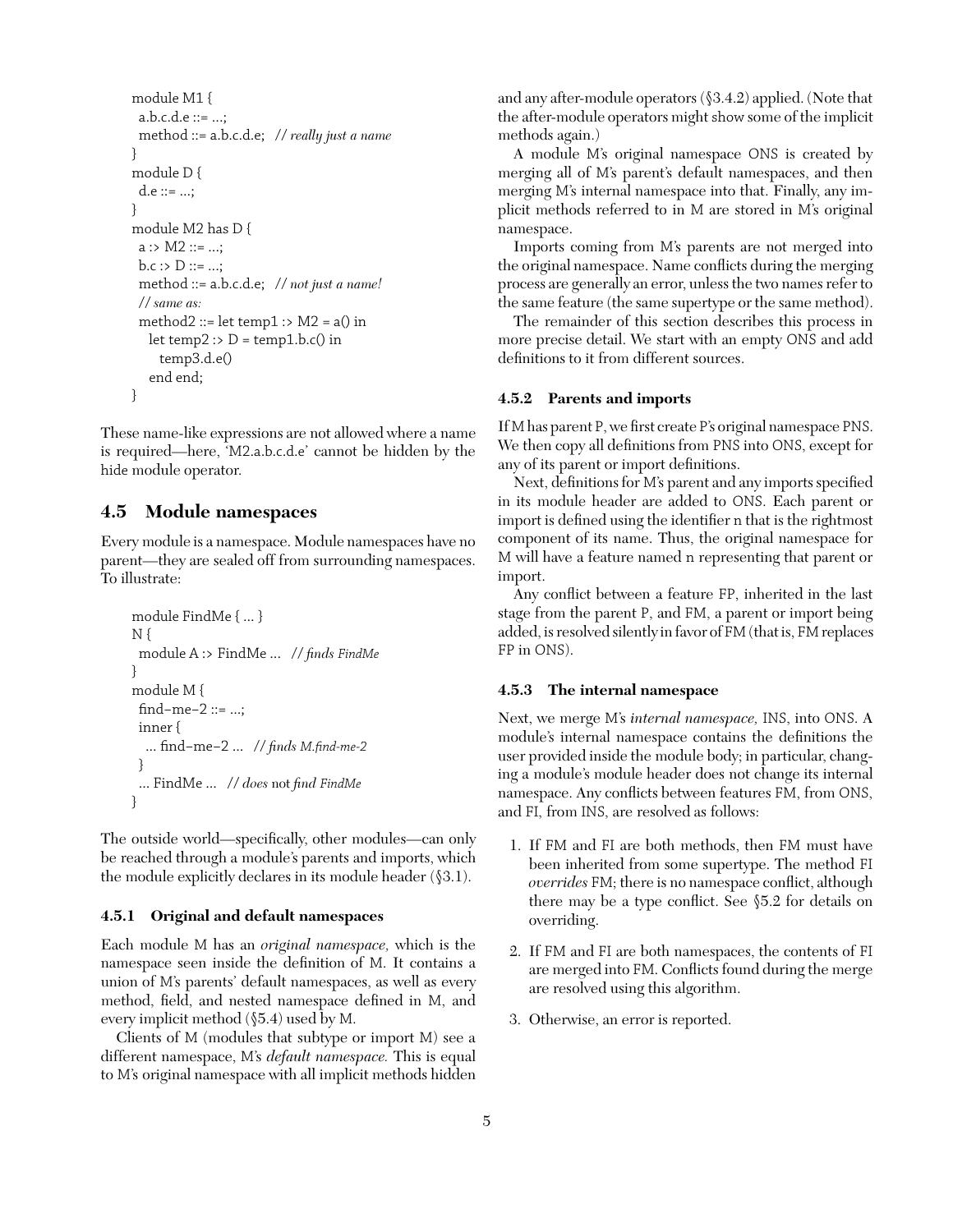```
module M1 {
  a.b.c.d.e ::= ...;
  method ::= a.b.c.d.e;  // really just a name
}
module D {
  d.e ::= ...;
}
module M2 has D {
  a :> M2 ::= ...;
  b.c :> D ::= ...;
  method ::= a.b.c.d.e;  // not just a name!
  // same as:
  method2 ::= let temp1 :> M2 = a() in
    let temp2 :> D = temp1.b.c() in
      temp3.d.e()
    end end;
}
```

These name-like expressions are not allowed where a name is required—here, 'M2.a.b.c.d.e' cannot be hidden by the hide module operator.

## 4.5 Module namespaces

Every module is a namespace. Module namespaces have no parent—they are sealed off from surrounding namespaces. To illustrate:

```
module FindMe { ... }
N {
  module A :> FindMe ...  // finds FindMe
}
module M {
  find-me-2 ::= ...;
  inner {
    ... find-me-2 ...  // finds M.find-me-2
  }
  ... FindMe ...  // does not find FindMe
}
```

The outside world—specifically, other modules—can only be reached through a module's parents and imports, which the module explicitly declares in its module header (§3.1).

### 4.5.1 Original and default namespaces

Each module M has an *original namespace,* which is the namespace seen inside the definition of M. It contains a union of M's parents' default namespaces, as well as every method, field, and nested namespace defined in M, and every implicit method (§5.4) used by M.

Clients of M (modules that subtype or import M) see a different namespace, M's *default namespace.* This is equal to M's original namespace with all implicit methods hidden and any after-module operators (§3.4.2) applied. (Note that the after-module operators might show some of the implicit methods again.)

A module M's original namespace ONS is created by merging all of M's parent's default namespaces, and then merging M's internal namespace into that. Finally, any implicit methods referred to in M are stored in M's original namespace.

Imports coming from M's parents are not merged into the original namespace. Name conflicts during the merging process are generally an error, unless the two names refer to the same feature (the same supertype or the same method).

The remainder of this section describes this process in more precise detail. We start with an empty ONS and add definitions to it from different sources.

### 4.5.2 Parents and imports

If M has parent P, we first create P's original namespace PNS. We then copy all definitions from PNS into ONS, except for any of its parent or import definitions.

Next, definitions for M's parent and any imports specified in its module header are added to ONS. Each parent or import is defined using the identifier n that is the rightmost component of its name. Thus, the original namespace for M will have a feature named n representing that parent or import.

Any conflict between a feature FP, inherited in the last stage from the parent P, and FM, a parent or import being added, is resolved silently in favor of FM (that is, FM replaces FP in ONS).

### 4.5.3 The internal namespace

Next, we merge M's *internal namespace,* INS, into ONS. A module's internal namespace contains the definitions the user provided inside the module body; in particular, changing a module's module header does not change its internal namespace. Any conflicts between features FM, from ONS, and FI, from INS, are resolved as follows:

1. If FM and FI are both methods, then FM must have been inherited from some supertype. The method FI *overrides* FM; there is no namespace conflict, although there may be a type conflict. See §5.2 for details on overriding.

2. If FM and FI are both namespaces, the contents of FI are merged into FM. Conflicts found during the merge are resolved using this algorithm.

3. Otherwise, an error is reported.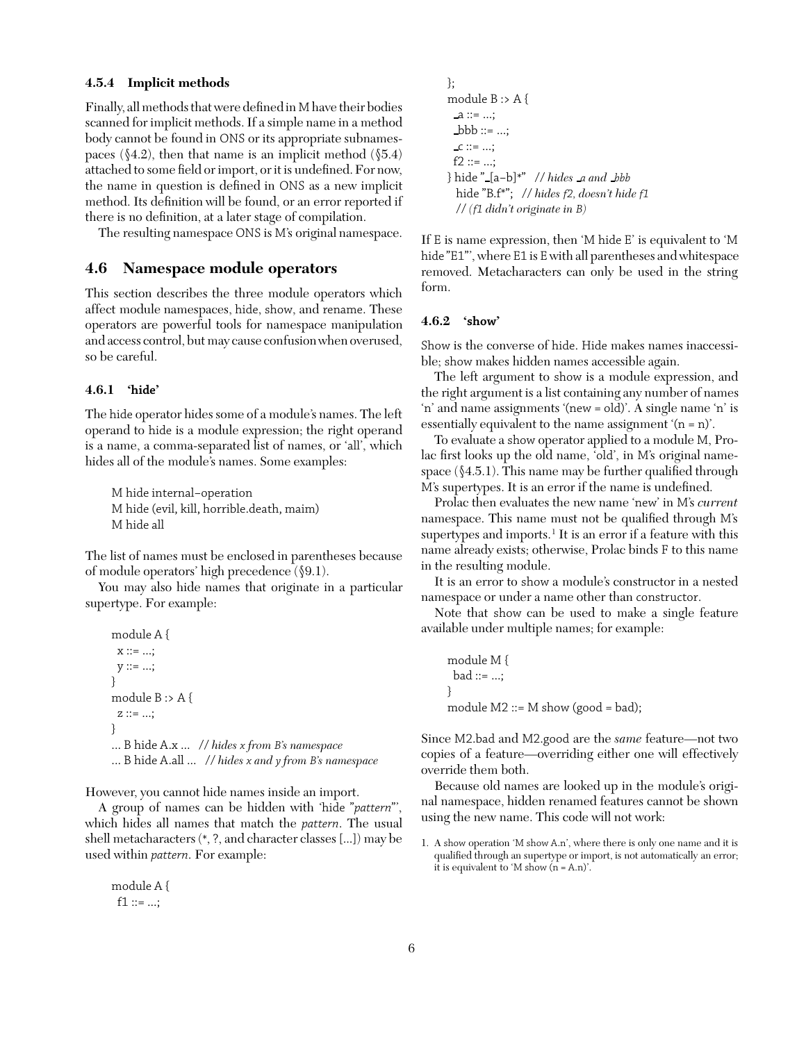### 4.5.4 Implicit methods

Finally, all methods that were defined in M have their bodies scanned for implicit methods. If a simple name in a method body cannot be found in ONS or its appropriate subnamespaces (§4.2), then that name is an implicit method (§5.4) attached to some field or import, or it is undefined. For now, the name in question is defined in ONS as a new implicit method. Its definition will be found, or an error reported if there is no definition, at a later stage of compilation.

The resulting namespace ONS is M's original namespace.

## 4.6 Namespace module operators

This section describes the three module operators which affect module namespaces, hide, show, and rename. These operators are powerful tools for namespace manipulation and access control, but may cause confusion when overused, so be careful.

### 4.6.1 'hide'

The hide operator hides some of a module's names. The left operand to hide is a module expression; the right operand is a name, a comma-separated list of names, or 'all', which hides all of the module's names. Some examples:

```
M hide internal–operation
M hide (evil, kill, horrible.death, maim)
M hide all
```

The list of names must be enclosed in parentheses because of module operators' high precedence (§9.1).

You may also hide names that originate in a particular supertype. For example:

```
module A {
  x ::= ...;
  y ::= ...;
}
module B :> A {
  z ::= ...;
}
... B hide A.x ...   // hides x from B's namespace
... B hide A.all ...   // hides x and y from B's namespace
```

However, you cannot hide names inside an import.

A group of names can be hidden with 'hide "*pattern*"', which hides all names that match the *pattern*. The usual shell metacharacters (*, ?, and character classes [...]) may be used within *pattern*. For example:

```
module A {
  f1 ::= ...;
};
module B :> A {
  _a ::= ...;
  _bbb ::= ...;
  _c ::= ...;
  f2 ::= ...;
} hide "_[a–b]*"   // hides _a and _bbb
  hide "B.f*";   // hides f2, doesn't hide f1
  // (f1 didn't originate in B)
```

If E is name expression, then 'M hide E' is equivalent to 'M hide "E1"', where E1 is E with all parentheses and whitespace removed. Metacharacters can only be used in the string form.

### 4.6.2 'show'

Show is the converse of hide. Hide makes names inaccessible; show makes hidden names accessible again.

The left argument to show is a module expression, and the right argument is a list containing any number of names 'n' and name assignments '(new = old)'. A single name 'n' is essentially equivalent to the name assignment '(n = n)'.

To evaluate a show operator applied to a module M, Prolac first looks up the old name, 'old', in M's original namespace (§4.5.1). This name may be further qualified through M's supertypes. It is an error if the name is undefined.

Prolac then evaluates the new name 'new' in M's *current* namespace. This name must not be qualified through M's supertypes and imports.[1] It is an error if a feature with this name already exists; otherwise, Prolac binds F to this name in the resulting module.

It is an error to show a module's constructor in a nested namespace or under a name other than constructor.

Note that show can be used to make a single feature available under multiple names; for example:

```
module M {
  bad ::= ...;
}
module M2 ::= M show (good = bad);
```

Since M2.bad and M2.good are the *same* feature—not two copies of a feature—overriding either one will effectively override them both.

Because old names are looked up in the module's original namespace, hidden renamed features cannot be shown using the new name. This code will not work:

1. A show operation 'M show A.n', where there is only one name and it is qualified through an supertype or import, is not automatically an error; it is equivalent to 'M show (n = A.n)'.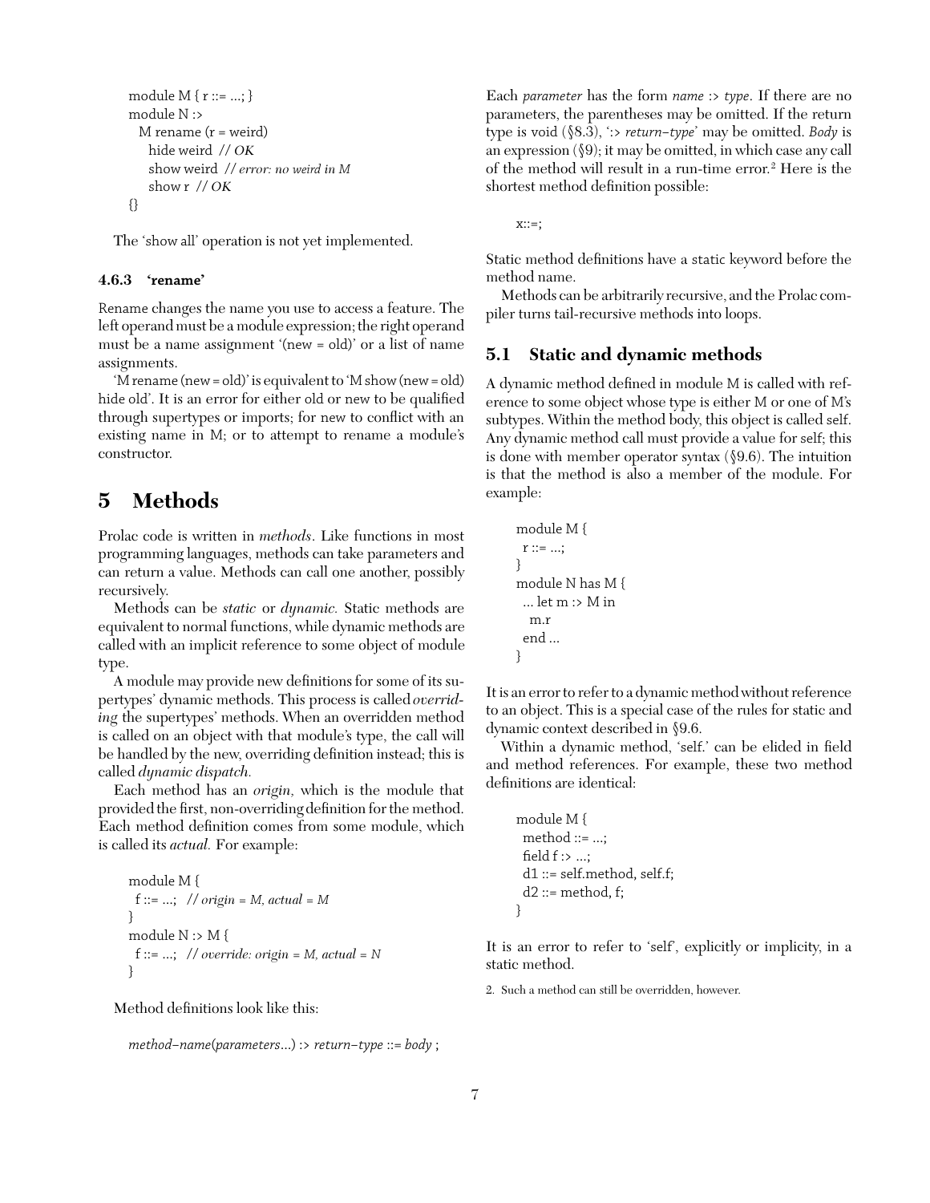```
module M { r ::= ...; }
module N :>
  M rename (r = weird)
    hide weird  // OK
    show weird  // error: no weird in M
    show r  // OK
{}
```

The 'show all' operation is not yet implemented.

### 4.6.3 'rename'

Rename changes the name you use to access a feature. The left operand must be a module expression; the right operand must be a name assignment '(new = old)' or a list of name assignments.

'M rename (new = old)' is equivalent to 'M show (new = old) hide old'. It is an error for either old or new to be qualified through supertypes or imports; for new to conflict with an existing name in M; or to attempt to rename a module's constructor.

# 5 Methods

Prolac code is written in *methods*. Like functions in most programming languages, methods can take parameters and can return a value. Methods can call one another, possibly recursively.

Methods can be *static* or *dynamic.* Static methods are equivalent to normal functions, while dynamic methods are called with an implicit reference to some object of module type.

A module may provide new definitions for some of its supertypes' dynamic methods. This process is called *overriding* the supertypes' methods. When an overridden method is called on an object with that module's type, the call will be handled by the new, overriding definition instead; this is called *dynamic dispatch.*

Each method has an *origin,* which is the module that provided the first, non-overriding definition for the method. Each method definition comes from some module, which is called its *actual.* For example:

```
module M {
  f ::= ...;  // origin = M, actual = M
}
module N :> M {
  f ::= ...;  // override: origin = M, actual = N
}
```

Method definitions look like this:

*method-name*(*parameters*...) :> *return-type* ::= *body* ;

Each *parameter* has the form *name* :> *type*. If there are no parameters, the parentheses may be omitted. If the return type is void (§8.3), ':> *return-type*' may be omitted. *Body* is an expression (§9); it may be omitted, in which case any call of the method will result in a run-time error.[2] Here is the shortest method definition possible:

```
x::=;
```

Static method definitions have a static keyword before the method name.

Methods can be arbitrarily recursive, and the Prolac compiler turns tail-recursive methods into loops.

## 5.1 Static and dynamic methods

A dynamic method defined in module M is called with reference to some object whose type is either M or one of M's subtypes. Within the method body, this object is called self. Any dynamic method call must provide a value for self; this is done with member operator syntax (§9.6). The intuition is that the method is also a member of the module. For example:

```
module M {
  r ::= ...;
}
module N has M {
  ... let m :> M in
    m.r
  end ...
}
```

It is an error to refer to a dynamic method without reference to an object. This is a special case of the rules for static and dynamic context described in §9.6.

Within a dynamic method, 'self.' can be elided in field and method references. For example, these two method definitions are identical:

```
module M {
  method ::= ...;
  field f :> ...;
  d1 ::= self.method, self.f;
  d2 ::= method, f;
}
```

It is an error to refer to 'self', explicitly or implicitly, in a static method.

2. Such a method can still be overridden, however.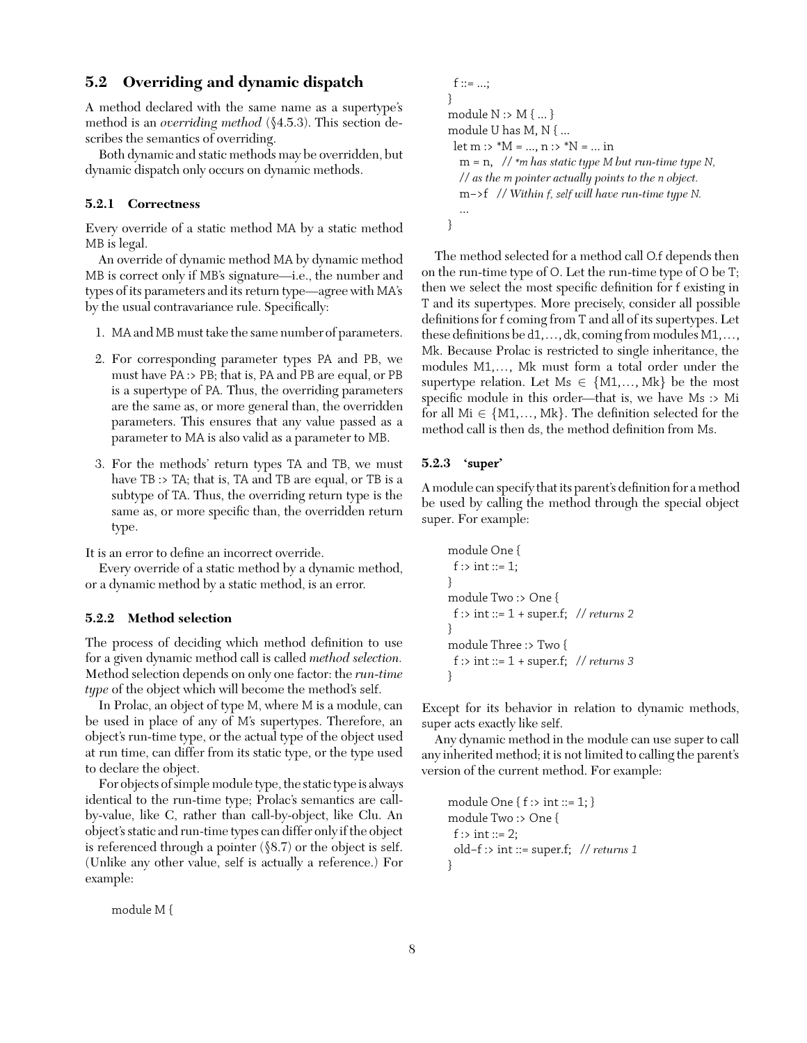## 5.2 Overriding and dynamic dispatch

A method declared with the same name as a supertype's method is an *overriding method* (§4.5.3). This section describes the semantics of overriding.

Both dynamic and static methods may be overridden, but dynamic dispatch only occurs on dynamic methods.

### 5.2.1 Correctness

Every override of a static method MA by a static method MB is legal.

An override of dynamic method MA by dynamic method MB is correct only if MB's signature—i.e., the number and types of its parameters and its return type—agree with MA's by the usual contravariance rule. Specifically:

1. MA and MB must take the same number of parameters.
2. For corresponding parameter types PA and PB, we must have PA :> PB; that is, PA and PB are equal, or PB is a supertype of PA. Thus, the overriding parameters are the same as, or more general than, the overridden parameters. This ensures that any value passed as a parameter to MA is also valid as a parameter to MB.
3. For the methods' return types TA and TB, we must have TB :> TA; that is, TA and TB are equal, or TB is a subtype of TA. Thus, the overriding return type is the same as, or more specific than, the overridden return type.

It is an error to define an incorrect override.

Every override of a static method by a dynamic method, or a dynamic method by a static method, is an error.

### 5.2.2 Method selection

The process of deciding which method definition to use for a given dynamic method call is called *method selection.* Method selection depends on only one factor: the *run-time type* of the object which will become the method's self.

In Prolac, an object of type M, where M is a module, can be used in place of any of M's supertypes. Therefore, an object's run-time type, or the actual type of the object used at run time, can differ from its static type, or the type used to declare the object.

For objects of simple module type, the static type is always identical to the run-time type; Prolac's semantics are call-by-value, like C, rather than call-by-object, like Clu. An object's static and run-time types can differ only if the object is referenced through a pointer (§8.7) or the object is self. (Unlike any other value, self is actually a reference.) For example:

```
module M {
  f ::= ...;
}
module N :> M { ... }
module U has M, N { ...
  let m :> *M = ..., n :> *N = ... in
    m = n,  // *m has static type M but run-time type N,
    // as the m pointer actually points to the n object.
    m->f  // Within f, self will have run-time type N.
    ...
}
```

The method selected for a method call O.f depends then on the run-time type of O. Let the run-time type of O be T; then we select the most specific definition for f existing in T and its supertypes. More precisely, consider all possible definitions for f coming from T and all of its supertypes. Let these definitions be d1,…, dk, coming from modules M1,…, Mk. Because Prolac is restricted to single inheritance, the modules M1,…, Mk must form a total order under the supertype relation. Let Ms $\in$ {M1,…, Mk} be the most specific module in this order—that is, we have Ms :> Mi for all Mi $\in$ {M1,…, Mk}. The definition selected for the method call is then ds, the method definition from Ms.

### 5.2.3 'super'

A module can specify that its parent's definition for a method be used by calling the method through the special object super. For example:

```
module One {
  f :> int ::= 1;
}
module Two :> One {
  f :> int ::= 1 + super.f;  // returns 2
}
module Three :> Two {
  f :> int ::= 1 + super.f;  // returns 3
}
```

Except for its behavior in relation to dynamic methods, super acts exactly like self.

Any dynamic method in the module can use super to call any inherited method; it is not limited to calling the parent's version of the current method. For example:

```
module One { f :> int ::= 1; }
module Two :> One {
  f :> int ::= 2;
  old-f :> int ::= super.f;  // returns 1
}
```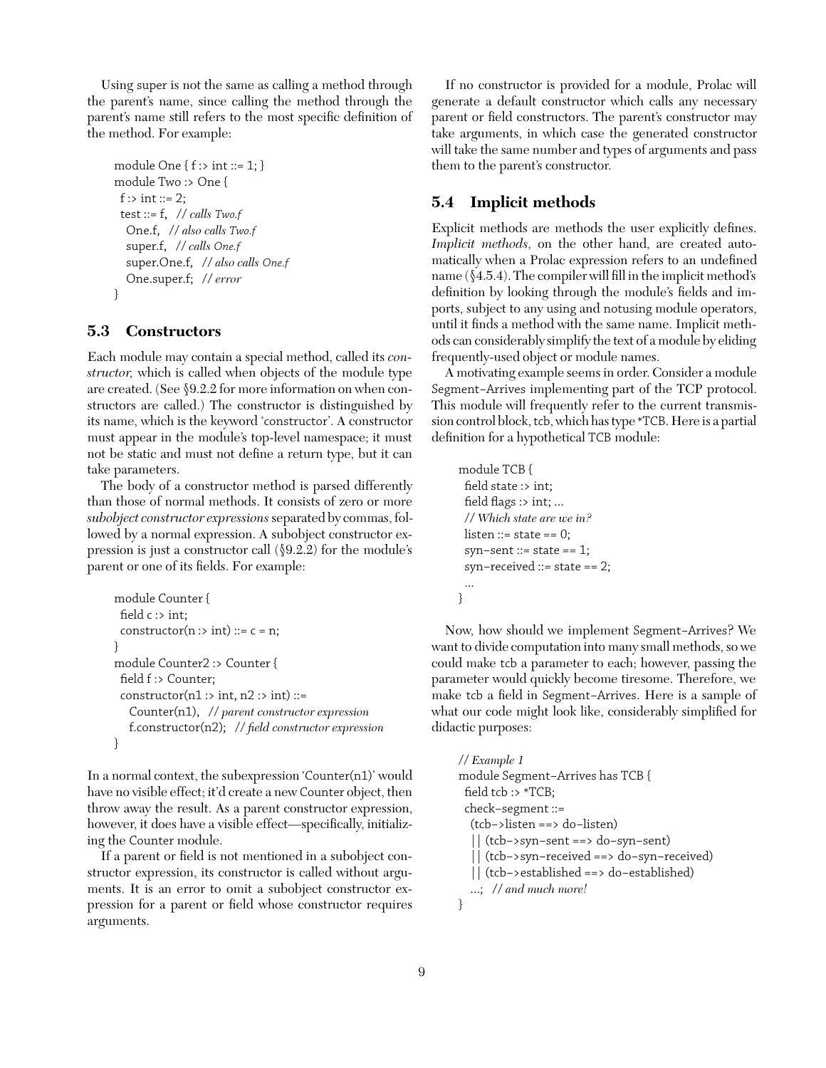Using super is not the same as calling a method through the parent's name, since calling the method through the parent's name still refers to the most specific definition of the method. For example:

```
module One { f :> int ::= 1; }
module Two :> One {
  f :> int ::= 2;
  test ::= f,   // calls Two.f
    One.f,   // also calls Two.f
    super.f,   // calls One.f
    super.One.f,   // also calls One.f
    One.super.f;   // error
}
```

### 5.3 Constructors

Each module may contain a special method, called its *constructor,* which is called when objects of the module type are created. (See §9.2.2 for more information on when constructors are called.) The constructor is distinguished by its name, which is the keyword 'constructor'. A constructor must appear in the module's top-level namespace; it must not be static and must not define a return type, but it can take parameters.

The body of a constructor method is parsed differently than those of normal methods. It consists of zero or more *subobject constructor expressions* separated by commas, followed by a normal expression. A subobject constructor expression is just a constructor call (§9.2.2) for the module's parent or one of its fields. For example:

```
module Counter {
  field c :> int;
  constructor(n :> int) ::= c = n;
}
module Counter2 :> Counter {
  field f :> Counter;
  constructor(n1 :> int, n2 :> int) ::=
    Counter(n1),   // parent constructor expression
    f.constructor(n2);   // field constructor expression
}
```

In a normal context, the subexpression 'Counter(n1)' would have no visible effect; it'd create a new Counter object, then throw away the result. As a parent constructor expression, however, it does have a visible effect—specifically, initializing the Counter module.

If a parent or field is not mentioned in a subobject constructor expression, its constructor is called without arguments. It is an error to omit a subobject constructor expression for a parent or field whose constructor requires arguments.

If no constructor is provided for a module, Prolac will generate a default constructor which calls any necessary parent or field constructors. The parent's constructor may take arguments, in which case the generated constructor will take the same number and types of arguments and pass them to the parent's constructor.

### 5.4 Implicit methods

Explicit methods are methods the user explicitly defines. *Implicit methods,* on the other hand, are created automatically when a Prolac expression refers to an undefined name (§4.5.4). The compiler will fill in the implicit method's definition by looking through the module's fields and imports, subject to any using and notusing module operators, until it finds a method with the same name. Implicit methods can considerably simplify the text of a module by eliding frequently-used object or module names.

A motivating example seems in order. Consider a module Segment-Arrives implementing part of the TCP protocol. This module will frequently refer to the current transmission control block, tcb, which has type *TCB. Here is a partial definition for a hypothetical TCB module:

```
module TCB {
  field state :> int;
  field flags :> int; ...
  // Which state are we in?
  listen ::= state == 0;
  syn-sent ::= state == 1;
  syn-received ::= state == 2;
  ...
}
```

Now, how should we implement Segment-Arrives? We want to divide computation into many small methods, so we could make tcb a parameter to each; however, passing the parameter would quickly become tiresome. Therefore, we make tcb a field in Segment-Arrives. Here is a sample of what our code might look like, considerably simplified for didactic purposes:

```
// Example 1
module Segment-Arrives has TCB {
  field tcb :> *TCB;
  check-segment ::=
    (tcb->listen ==> do-listen)
    || (tcb->syn-sent ==> do-syn-sent)
    || (tcb->syn-received ==> do-syn-received)
    || (tcb->established ==> do-established)
    ...;   // and much more!
}
```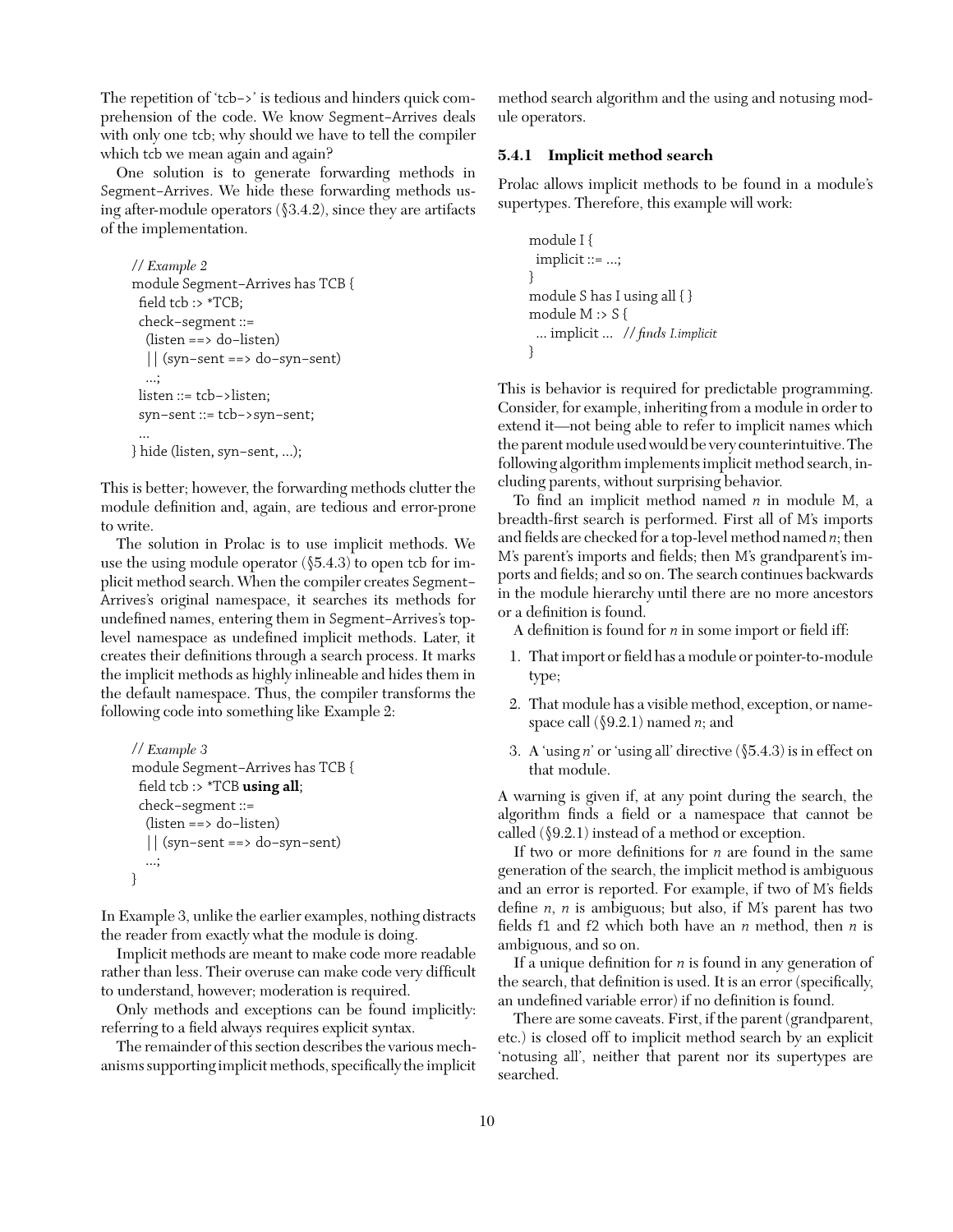The repetition of 'tcb->' is tedious and hinders quick comprehension of the code. We know Segment–Arrives deals with only one tcb; why should we have to tell the compiler which tcb we mean again and again?

One solution is to generate forwarding methods in Segment–Arrives. We hide these forwarding methods using after-module operators (§3.4.2), since they are artifacts of the implementation.

```
// Example 2
module Segment–Arrives has TCB {
  field tcb :> *TCB;
  check–segment ::=
    (listen ==> do–listen)
    || (syn–sent ==> do–syn–sent)
    ...;
  listen ::= tcb–>listen;
  syn–sent ::= tcb–>syn–sent;
  ...
} hide (listen, syn–sent, ...);
```

This is better; however, the forwarding methods clutter the module definition and, again, are tedious and error-prone to write.

The solution in Prolac is to use implicit methods. We use the using module operator (§5.4.3) to open tcb for implicit method search. When the compiler creates Segment–Arrives's original namespace, it searches its methods for undefined names, entering them in Segment–Arrives's top-level namespace as undefined implicit methods. Later, it creates their definitions through a search process. It marks the implicit methods as highly inlineable and hides them in the default namespace. Thus, the compiler transforms the following code into something like Example 2:

```
// Example 3
module Segment–Arrives has TCB {
  field tcb :> *TCB using all;
  check–segment ::=
    (listen ==> do–listen)
    || (syn–sent ==> do–syn–sent)
    ...;
}
```

In Example 3, unlike the earlier examples, nothing distracts the reader from exactly what the module is doing.

Implicit methods are meant to make code more readable rather than less. Their overuse can make code very difficult to understand, however; moderation is required.

Only methods and exceptions can be found implicitly: referring to a field always requires explicit syntax.

The remainder of this section describes the various mechanisms supporting implicit methods, specifically the implicit method search algorithm and the using and notusing module operators.

### 5.4.1 Implicit method search

Prolac allows implicit methods to be found in a module's supertypes. Therefore, this example will work:

```
module I {
  implicit ::= ...;
}
module S has I using all { }
module M :> S {
  ... implicit ...   // finds I.implicit
}
```

This is behavior is required for predictable programming. Consider, for example, inheriting from a module in order to extend it—not being able to refer to implicit names which the parent module used would be very counterintuitive. The following algorithm implements implicit method search, including parents, without surprising behavior.

To find an implicit method named *n* in module M, a breadth-first search is performed. First all of M's imports and fields are checked for a top-level method named *n*; then M's parent's imports and fields; then M's grandparent's imports and fields; and so on. The search continues backwards in the module hierarchy until there are no more ancestors or a definition is found.

A definition is found for *n* in some import or field iff:

1. That import or field has a module or pointer-to-module type;
2. That module has a visible method, exception, or namespace call (§9.2.1) named *n*; and
3. A 'using *n*' or 'using all' directive (§5.4.3) is in effect on that module.

A warning is given if, at any point during the search, the algorithm finds a field or a namespace that cannot be called (§9.2.1) instead of a method or exception.

If two or more definitions for *n* are found in the same generation of the search, the implicit method is ambiguous and an error is reported. For example, if two of M's fields define *n*, *n* is ambiguous; but also, if M's parent has two fields f1 and f2 which both have an *n* method, then *n* is ambiguous, and so on.

If a unique definition for *n* is found in any generation of the search, that definition is used. It is an error (specifically, an undefined variable error) if no definition is found.

There are some caveats. First, if the parent (grandparent, etc.) is closed off to implicit method search by an explicit 'notusing all', neither that parent nor its supertypes are searched.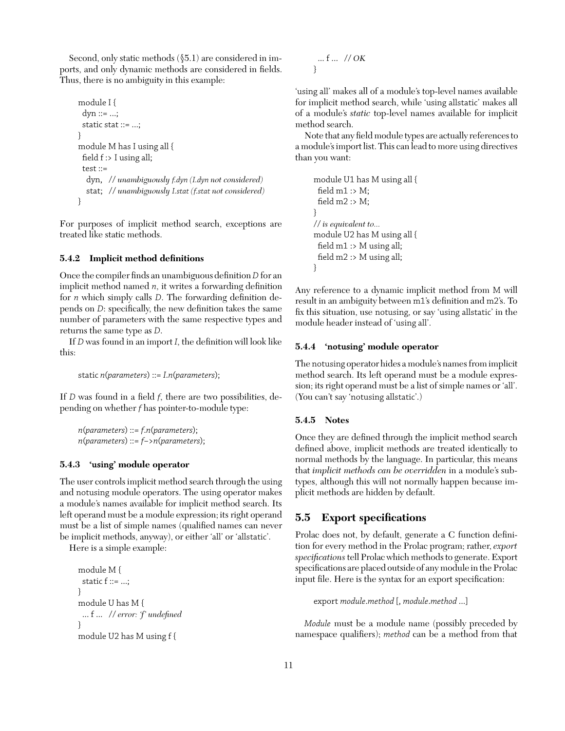Second, only static methods (§5.1) are considered in imports, and only dynamic methods are considered in fields. Thus, there is no ambiguity in this example:

```
module I {
  dyn ::= ...;
  static stat ::= ...;
}
module M has I using all {
  field f :> I using all;
  test ::=
    dyn,  // unambiguously f.dyn (I.dyn not considered)
    stat;  // unambiguously I.stat (f.stat not considered)
}
```

For purposes of implicit method search, exceptions are treated like static methods.

### 5.4.2 Implicit method definitions

Once the compiler finds an unambiguous definition *D* for an implicit method named *n*, it writes a forwarding definition for *n* which simply calls *D*. The forwarding definition depends on *D*: specifically, the new definition takes the same number of parameters with the same respective types and returns the same type as *D*.

If *D* was found in an import *I*, the definition will look like this:

```
static n(parameters) ::= I.n(parameters);
```

If *D* was found in a field *f*, there are two possibilities, depending on whether *f* has pointer-to-module type:

```
n(parameters) ::= f.n(parameters);
n(parameters) ::= f->n(parameters);
```

### 5.4.3 'using' module operator

The user controls implicit method search through the using and notusing module operators. The using operator makes a module's names available for implicit method search. Its left operand must be a module expression; its right operand must be a list of simple names (qualified names can never be implicit methods, anyway), or either 'all' or 'allstatic'.

Here is a simple example:

```
module M {
  static f ::= ...;
}
module U has M {
  ... f ...  // error: 'f' undefined
}
module U2 has M using f {
  ... f ...  // OK
}
```

'using all' makes all of a module's top-level names available for implicit method search, while 'using allstatic' makes all of a module's *static* top-level names available for implicit method search.

Note that any field module types are actually references to a module's import list. This can lead to more using directives than you want:

```
module U1 has M using all {
  field m1 :> M;
  field m2 :> M;
}
// is equivalent to...
module U2 has M using all {
  field m1 :> M using all;
  field m2 :> M using all;
}
```

Any reference to a dynamic implicit method from M will result in an ambiguity between m1's definition and m2's. To fix this situation, use notusing, or say 'using allstatic' in the module header instead of 'using all'.

### 5.4.4 'notusing' module operator

The notusing operator hides a module's names from implicit method search. Its left operand must be a module expression; its right operand must be a list of simple names or 'all'. (You can't say 'notusing allstatic'.)

### 5.4.5 Notes

Once they are defined through the implicit method search defined above, implicit methods are treated identically to normal methods by the language. In particular, this means that *implicit methods can be overridden* in a module's subtypes, although this will not normally happen because implicit methods are hidden by default.

## 5.5 Export specifications

Prolac does not, by default, generate a C function definition for every method in the Prolac program; rather, *export specifications* tell Prolac which methods to generate. Export specifications are placed outside of any module in the Prolac input file. Here is the syntax for an export specification:

```
export module.method [, module.method ...]
```

*Module* must be a module name (possibly preceded by namespace qualifiers); *method* can be a method from that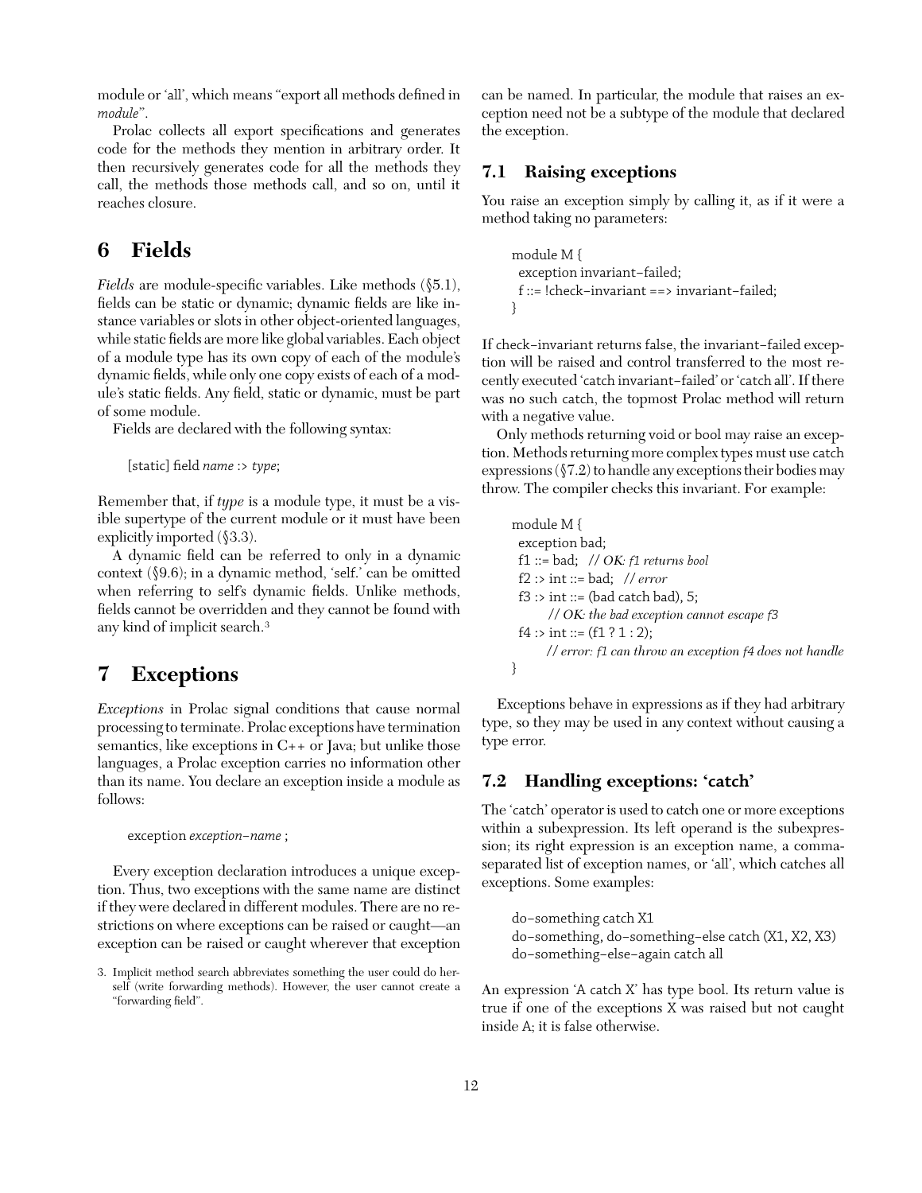module or 'all', which means "export all methods defined in *module*".

Prolac collects all export specifications and generates code for the methods they mention in arbitrary order. It then recursively generates code for all the methods they call, the methods those methods call, and so on, until it reaches closure.

# 6 Fields

*Fields* are module-specific variables. Like methods (§5.1), fields can be static or dynamic; dynamic fields are like instance variables or slots in other object-oriented languages, while static fields are more like global variables. Each object of a module type has its own copy of each of the module's dynamic fields, while only one copy exists of each of a module's static fields. Any field, static or dynamic, must be part of some module.

Fields are declared with the following syntax:

```
[static] field name :> type;
```

Remember that, if *type* is a module type, it must be a visible supertype of the current module or it must have been explicitly imported (§3.3).

A dynamic field can be referred to only in a dynamic context (§9.6); in a dynamic method, 'self.' can be omitted when referring to self's dynamic fields. Unlike methods, fields cannot be overridden and they cannot be found with any kind of implicit search.[3]

# 7 Exceptions

*Exceptions* in Prolac signal conditions that cause normal processing to terminate. Prolac exceptions have termination semantics, like exceptions in C++ or Java; but unlike those languages, a Prolac exception carries no information other than its name. You declare an exception inside a module as follows:

```
exception exception-name ;
```

Every exception declaration introduces a unique exception. Thus, two exceptions with the same name are distinct if they were declared in different modules. There are no restrictions on where exceptions can be raised or caught—an exception can be raised or caught wherever that exception can be named. In particular, the module that raises an exception need not be a subtype of the module that declared the exception.

## 7.1 Raising exceptions

You raise an exception simply by calling it, as if it were a method taking no parameters:

```
module M {
  exception invariant-failed;
  f ::= !check-invariant ==> invariant-failed;
}
```

If check-invariant returns false, the invariant-failed exception will be raised and control transferred to the most recently executed 'catch invariant-failed' or 'catch all'. If there was no such catch, the topmost Prolac method will return with a negative value.

Only methods returning void or bool may raise an exception. Methods returning more complex types must use catch expressions (§7.2) to handle any exceptions their bodies may throw. The compiler checks this invariant. For example:

```
module M {
  exception bad;
  f1 ::= bad;  // OK: f1 returns bool
  f2 :> int ::= bad;  // error
  f3 :> int ::= (bad catch bad), 5;
        // OK: the bad exception cannot escape f3
  f4 :> int ::= (f1 ? 1 : 2);
        // error: f1 can throw an exception f4 does not handle
}
```

Exceptions behave in expressions as if they had arbitrary type, so they may be used in any context without causing a type error.

## 7.2 Handling exceptions: 'catch'

The 'catch' operator is used to catch one or more exceptions within a subexpression. Its left operand is the subexpression; its right expression is an exception name, a comma-separated list of exception names, or 'all', which catches all exceptions. Some examples:

```
do-something catch X1
do-something, do-something-else catch (X1, X2, X3)
do-something-else-again catch all
```

An expression 'A catch X' has type bool. Its return value is true if one of the exceptions X was raised but not caught inside A; it is false otherwise.

3. Implicit method search abbreviates something the user could do herself (write forwarding methods). However, the user cannot create a "forwarding field".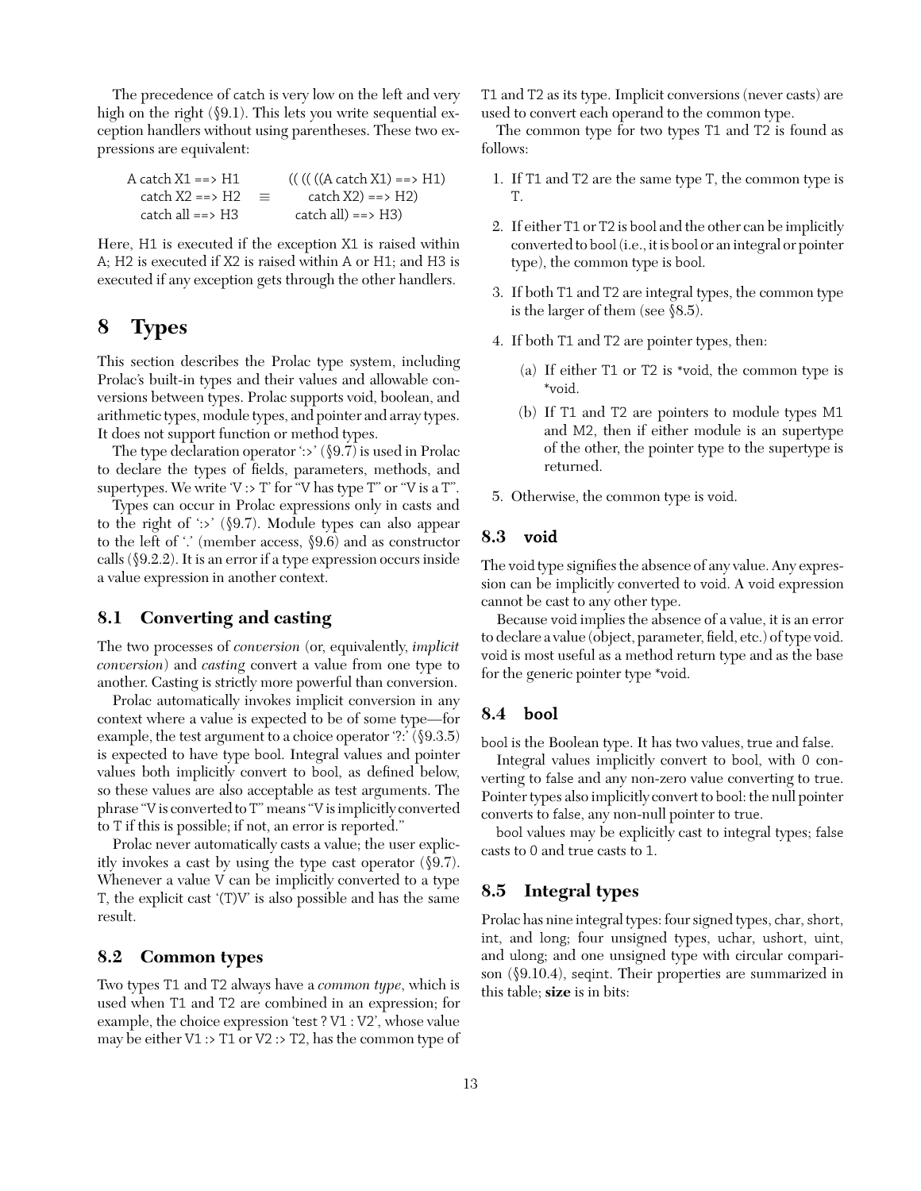The precedence of catch is very low on the left and very high on the right (§9.1). This lets you write sequential exception handlers without using parentheses. These two expressions are equivalent:

```
A catch X1 ==> H1            (( (( ((A catch X1) ==> H1)
  catch X2 ==> H2     ≡           catch X2) ==> H2)
  catch all ==> H3              catch all) ==> H3)
```

Here, H1 is executed if the exception X1 is raised within A; H2 is executed if X2 is raised within A or H1; and H3 is executed if any exception gets through the other handlers.

# 8 Types

This section describes the Prolac type system, including Prolac's built-in types and their values and allowable conversions between types. Prolac supports void, boolean, and arithmetic types, module types, and pointer and array types. It does not support function or method types.

The type declaration operator ':>' (§9.7) is used in Prolac to declare the types of fields, parameters, methods, and supertypes. We write 'V :> T' for "V has type T" or "V is a T".

Types can occur in Prolac expressions only in casts and to the right of ':>' (§9.7). Module types can also appear to the left of '.' (member access, §9.6) and as constructor calls (§9.2.2). It is an error if a type expression occurs inside a value expression in another context.

## 8.1 Converting and casting

The two processes of *conversion* (or, equivalently, *implicit conversion*) and *casting* convert a value from one type to another. Casting is strictly more powerful than conversion.

Prolac automatically invokes implicit conversion in any context where a value is expected to be of some type—for example, the test argument to a choice operator '?:' (§9.3.5) is expected to have type bool. Integral values and pointer values both implicitly convert to bool, as defined below, so these values are also acceptable as test arguments. The phrase "V is converted to T" means "V is implicitly converted to T if this is possible; if not, an error is reported."

Prolac never automatically casts a value; the user explicitly invokes a cast by using the type cast operator (§9.7). Whenever a value V can be implicitly converted to a type T, the explicit cast '(T)V' is also possible and has the same result.

## 8.2 Common types

Two types T1 and T2 always have a *common type*, which is used when T1 and T2 are combined in an expression; for example, the choice expression 'test ? V1 : V2', whose value may be either V1 :> T1 or V2 :> T2, has the common type of T1 and T2 as its type. Implicit conversions (never casts) are used to convert each operand to the common type.

The common type for two types T1 and T2 is found as follows:

1. If T1 and T2 are the same type T, the common type is T.
2. If either T1 or T2 is bool and the other can be implicitly converted to bool (i.e., it is bool or an integral or pointer type), the common type is bool.
3. If both T1 and T2 are integral types, the common type is the larger of them (see §8.5).
4. If both T1 and T2 are pointer types, then:
   (a) If either T1 or T2 is *void, the common type is *void.
   (b) If T1 and T2 are pointers to module types M1 and M2, then if either module is an supertype of the other, the pointer type to the supertype is returned.
5. Otherwise, the common type is void.

## 8.3 void

The void type signifies the absence of any value. Any expression can be implicitly converted to void. A void expression cannot be cast to any other type.

Because void implies the absence of a value, it is an error to declare a value (object, parameter, field, etc.) of type void. void is most useful as a method return type and as the base for the generic pointer type *void.

## 8.4 bool

bool is the Boolean type. It has two values, true and false.

Integral values implicitly convert to bool, with 0 converting to false and any non-zero value converting to true. Pointer types also implicitly convert to bool: the null pointer converts to false, any non-null pointer to true.

bool values may be explicitly cast to integral types; false casts to 0 and true casts to 1.

## 8.5 Integral types

Prolac has nine integral types: four signed types, char, short, int, and long; four unsigned types, uchar, ushort, uint, and ulong; and one unsigned type with circular comparison (§9.10.4), seqint. Their properties are summarized in this table; **size** is in bits: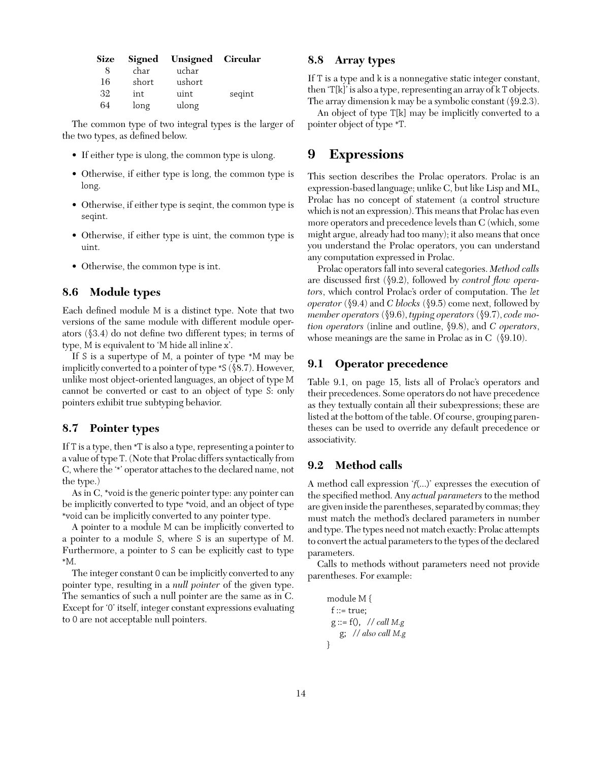| Size | Signed | Unsigned | Circular |
|---|---|---|---|
| 8 | char | uchar | |
| 16 | short | ushort | |
| 32 | int | uint | seqint |
| 64 | long | ulong | |

The common type of two integral types is the larger of the two types, as defined below.

- If either type is ulong, the common type is ulong.
- Otherwise, if either type is long, the common type is long.
- Otherwise, if either type is seqint, the common type is seqint.
- Otherwise, if either type is uint, the common type is uint.
- Otherwise, the common type is int.

### 8.6 Module types

Each defined module M is a distinct type. Note that two versions of the same module with different module operators (§3.4) do not define two different types; in terms of type, M is equivalent to 'M hide all inline x'.

If S is a supertype of M, a pointer of type *M may be implicitly converted to a pointer of type *S (§8.7). However, unlike most object-oriented languages, an object of type M cannot be converted or cast to an object of type S: only pointers exhibit true subtyping behavior.

### 8.7 Pointer types

If T is a type, then *T is also a type, representing a pointer to a value of type T. (Note that Prolac differs syntactically from C, where the '*' operator attaches to the declared name, not the type.)

As in C, *void is the generic pointer type: any pointer can be implicitly converted to type *void, and an object of type *void can be implicitly converted to any pointer type.

A pointer to a module M can be implicitly converted to a pointer to a module S, where S is an supertype of M. Furthermore, a pointer to S can be explicitly cast to type *M.

The integer constant 0 can be implicitly converted to any pointer type, resulting in a *null pointer* of the given type. The semantics of such a null pointer are the same as in C. Except for '0' itself, integer constant expressions evaluating to 0 are not acceptable null pointers.

### 8.8 Array types

If T is a type and k is a nonnegative static integer constant, then 'T[k]' is also a type, representing an array of k T objects. The array dimension k may be a symbolic constant (§9.2.3).

An object of type T[k] may be implicitly converted to a pointer object of type *T.

## 9 Expressions

This section describes the Prolac operators. Prolac is an expression-based language; unlike C, but like Lisp and ML, Prolac has no concept of statement (a control structure which is not an expression). This means that Prolac has even more operators and precedence levels than C (which, some might argue, already had too many); it also means that once you understand the Prolac operators, you can understand any computation expressed in Prolac.

Prolac operators fall into several categories. *Method calls* are discussed first (§9.2), followed by *control flow operators*, which control Prolac's order of computation. The *let operator* (§9.4) and *C blocks* (§9.5) come next, followed by *member operators* (§9.6), *typing operators* (§9.7), *code motion operators* (inline and outline, §9.8), and *C operators*, whose meanings are the same in Prolac as in C (§9.10).

### 9.1 Operator precedence

Table 9.1, on page 15, lists all of Prolac's operators and their precedences. Some operators do not have precedence as they textually contain all their subexpressions; these are listed at the bottom of the table. Of course, grouping parentheses can be used to override any default precedence or associativity.

### 9.2 Method calls

A method call expression '*f*(...)' expresses the execution of the specified method. Any *actual parameters* to the method are given inside the parentheses, separated by commas; they must match the method's declared parameters in number and type. The types need not match exactly: Prolac attempts to convert the actual parameters to the types of the declared parameters.

Calls to methods without parameters need not provide parentheses. For example:

```
module M {
  f ::= true;
  g ::= f(),  // call M.g
     g;  // also call M.g
}
```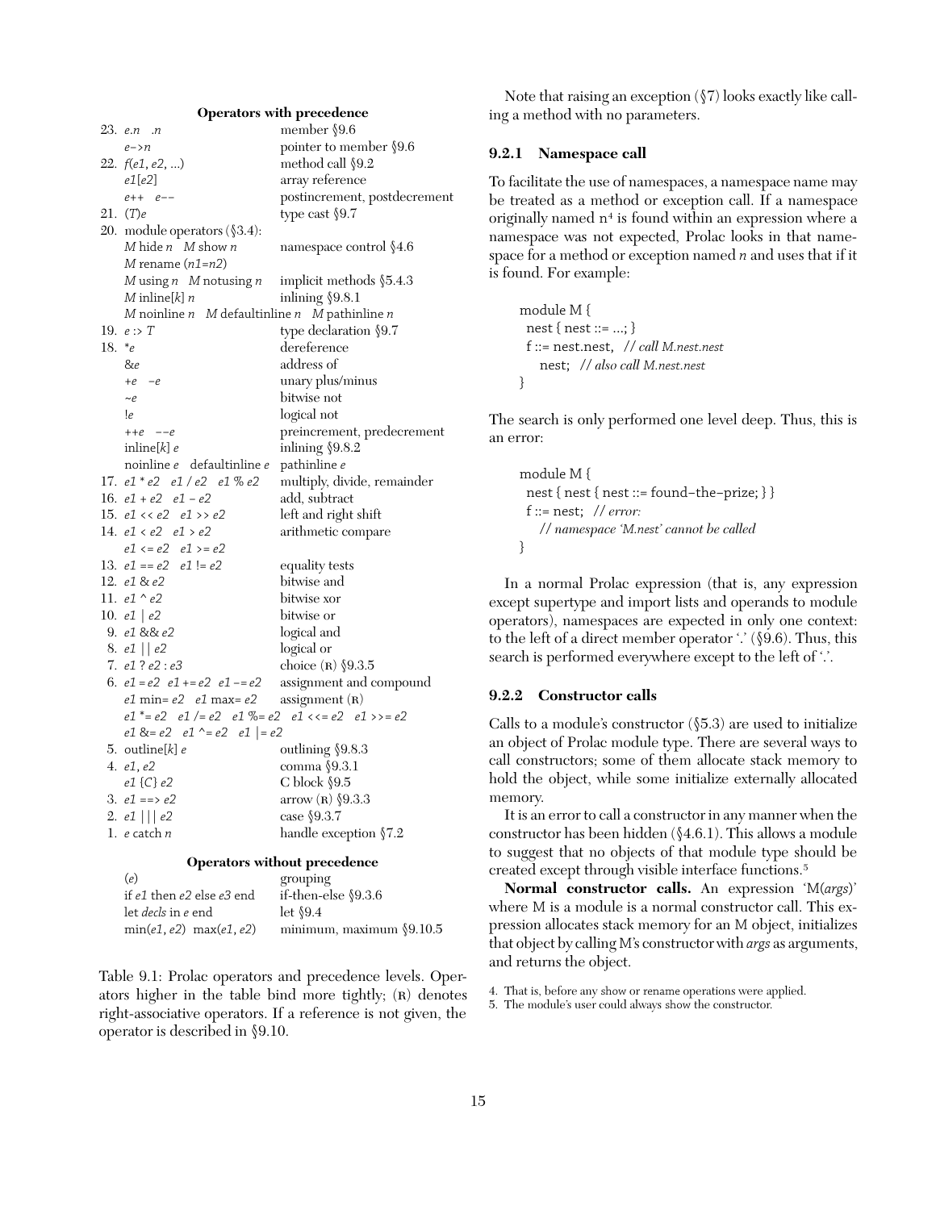**Operators with precedence**

| | Operator | Description |
|---|---|---|
| 23. | *e*.*n*   .*n* | member §9.6 |
| | *e*->*n* | pointer to member §9.6 |
| 22. | *f*(*e1*, *e2*, ...) | method call §9.2 |
| | *e1*[*e2*] | array reference |
| | *e*++   *e*-- | postincrement, postdecrement |
| 21. | (*T*)*e* | type cast §9.7 |
| 20. | module operators (§3.4): | |
| | *M* hide *n*   *M* show *n* | namespace control §4.6 |
| | *M* rename (*n1*=*n2*) | |
| | *M* using *n*   *M* notusing *n* | implicit methods §5.4.3 |
| | *M* inline[*k*] *n* | inlining §9.8.1 |
| | *M* noinline *n*   *M* defaultinline *n*   *M* pathinline *n* | |
| 19. | *e* :> *T* | type declaration §9.7 |
| 18. | \**e* | dereference |
| | &*e* | address of |
| | +*e*   -*e* | unary plus/minus |
| | ~*e* | bitwise not |
| | !*e* | logical not |
| | ++*e*   --*e* | preincrement, predecrement |
| | inline[*k*] *e* | inlining §9.8.2 |
| | noinline *e*   defaultinline *e* | pathinline *e* |
| 17. | *e1* \* *e2*   *e1* / *e2*   *e1* % *e2* | multiply, divide, remainder |
| 16. | *e1* + *e2*   *e1* - *e2* | add, subtract |
| 15. | *e1* << *e2*   *e1* >> *e2* | left and right shift |
| 14. | *e1* < *e2*   *e1* > *e2* | arithmetic compare |
| | *e1* <= *e2*   *e1* >= *e2* | |
| 13. | *e1* == *e2*   *e1* != *e2* | equality tests |
| 12. | *e1* & *e2* | bitwise and |
| 11. | *e1* ^ *e2* | bitwise xor |
| 10. | *e1* \| *e2* | bitwise or |
| 9. | *e1* && *e2* | logical and |
| 8. | *e1* \|\| *e2* | logical or |
| 7. | *e1* ? *e2* : *e3* | choice (R) §9.3.5 |
| 6. | *e1* = *e2*   *e1* += *e2*   *e1* -= *e2* | assignment and compound |
| | *e1* min= *e2*   *e1* max= *e2* | assignment (R) |
| | *e1* \*= *e2*   *e1* /= *e2*   *e1* %= *e2*   *e1* <<= *e2*   *e1* >>= *e2* | |
| | *e1* &= *e2*   *e1* ^= *e2*   *e1* \|= *e2* | |
| 5. | outline[*k*] *e* | outlining §9.8.3 |
| 4. | *e1*, *e2* | comma §9.3.1 |
| | *e1* {*C*} *e2* | C block §9.5 |
| 3. | *e1* ==> *e2* | arrow (R) §9.3.3 |
| 2. | *e1* \|\|\| *e2* | case §9.3.7 |
| 1. | *e* catch *n* | handle exception §7.2 |

**Operators without precedence**

| Operator | Description |
|---|---|
| (*e*) | grouping |
| if *e1* then *e2* else *e3* end | if-then-else §9.3.6 |
| let *decls* in *e* end | let §9.4 |
| min(*e1*, *e2*)   max(*e1*, *e2*) | minimum, maximum §9.10.5 |

Table 9.1: Prolac operators and precedence levels. Operators higher in the table bind more tightly; (R) denotes right-associative operators. If a reference is not given, the operator is described in §9.10.

Note that raising an exception (§7) looks exactly like calling a method with no parameters.

### 9.2.1 Namespace call

To facilitate the use of namespaces, a namespace name may be treated as a method or exception call. If a namespace originally named n[4] is found within an expression where a namespace was not expected, Prolac looks in that namespace for a method or exception named *n* and uses that if it is found. For example:

```
module M {
  nest { nest ::= ...; }
  f ::= nest.nest,  // call M.nest.nest
     nest;  // also call M.nest.nest
}
```

The search is only performed one level deep. Thus, this is an error:

```
module M {
  nest { nest { nest ::= found-the-prize; } }
  f ::= nest;  // error:
     // namespace 'M.nest' cannot be called
}
```

In a normal Prolac expression (that is, any expression except supertype and import lists and operands to module operators), namespaces are expected in only one context: to the left of a direct member operator '.' (§9.6). Thus, this search is performed everywhere except to the left of '.'.

### 9.2.2 Constructor calls

Calls to a module's constructor (§5.3) are used to initialize an object of Prolac module type. There are several ways to call constructors; some of them allocate stack memory to hold the object, while some initialize externally allocated memory.

It is an error to call a constructor in any manner when the constructor has been hidden (§4.6.1). This allows a module to suggest that no objects of that module type should be created except through visible interface functions.[5]

**Normal constructor calls.** An expression 'M(*args*)' where M is a module is a normal constructor call. This expression allocates stack memory for an M object, initializes that object by calling M's constructor with *args* as arguments, and returns the object.

4. That is, before any show or rename operations were applied.
5. The module's user could always show the constructor.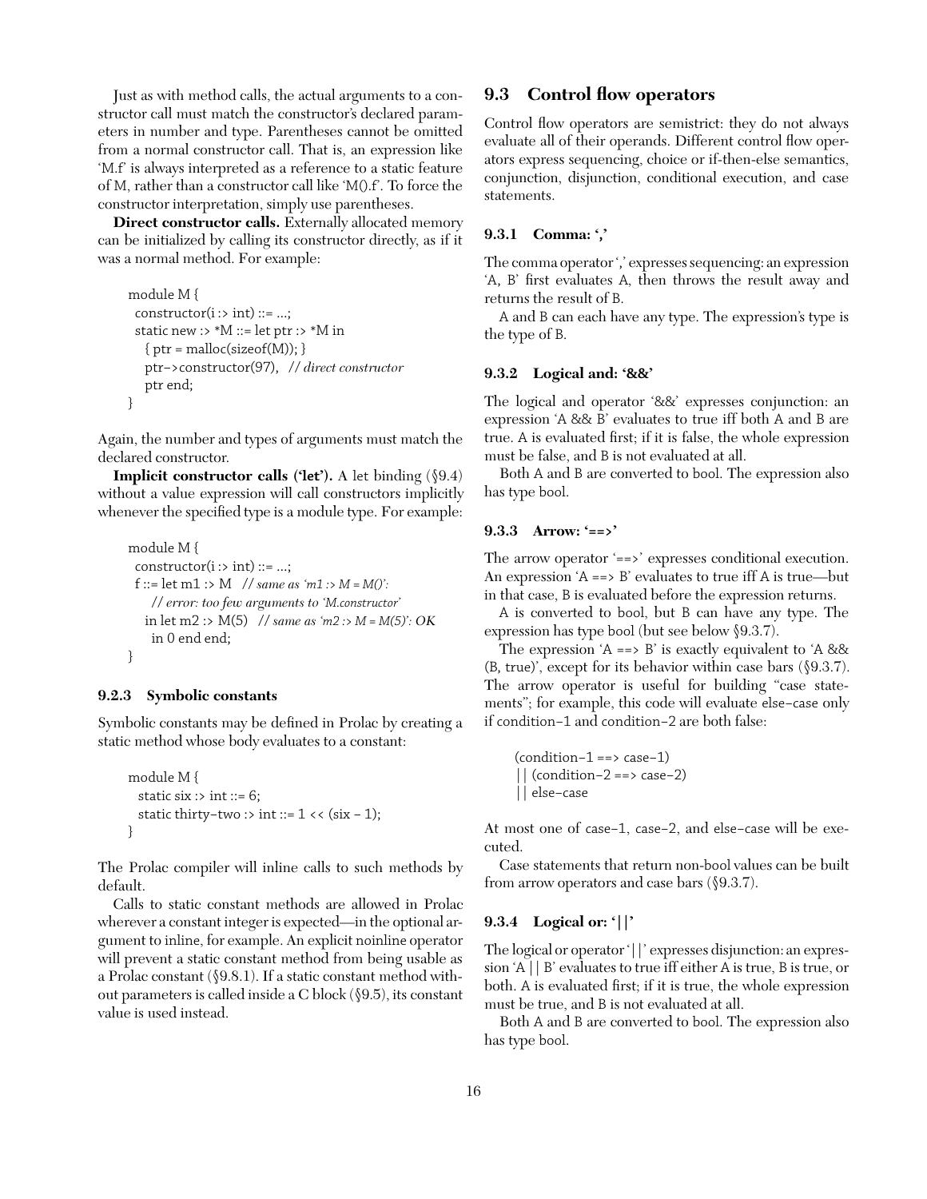Just as with method calls, the actual arguments to a constructor call must match the constructor's declared parameters in number and type. Parentheses cannot be omitted from a normal constructor call. That is, an expression like 'M.f' is always interpreted as a reference to a static feature of M, rather than a constructor call like 'M().f'. To force the constructor interpretation, simply use parentheses.

**Direct constructor calls.** Externally allocated memory can be initialized by calling its constructor directly, as if it was a normal method. For example:

```
module M {
  constructor(i :> int) ::= ...;
  static new :> *M ::= let ptr :> *M in
    { ptr = malloc(sizeof(M)); }
    ptr->constructor(97),  // direct constructor
    ptr end;
}
```

Again, the number and types of arguments must match the declared constructor.

**Implicit constructor calls ('let').** A let binding (§9.4) without a value expression will call constructors implicitly whenever the specified type is a module type. For example:

```
module M {
  constructor(i :> int) ::= ...;
  f ::= let m1 :> M   // same as 'm1 :> M = M()':
      // error: too few arguments to 'M.constructor'
    in let m2 :> M(5)   // same as 'm2 :> M = M(5)': OK
      in 0 end end;
}
```

### 9.2.3 Symbolic constants

Symbolic constants may be defined in Prolac by creating a static method whose body evaluates to a constant:

```
module M {
  static six :> int ::= 6;
  static thirty-two :> int ::= 1 << (six - 1);
}
```

The Prolac compiler will inline calls to such methods by default.

Calls to static constant methods are allowed in Prolac wherever a constant integer is expected—in the optional argument to inline, for example. An explicit noinline operator will prevent a static constant method from being usable as a Prolac constant (§9.8.1). If a static constant method without parameters is called inside a C block (§9.5), its constant value is used instead.

## 9.3 Control flow operators

Control flow operators are semistrict: they do not always evaluate all of their operands. Different control flow operators express sequencing, choice or if-then-else semantics, conjunction, disjunction, conditional execution, and case statements.

### 9.3.1 Comma: ','

The comma operator ',' expresses sequencing: an expression 'A, B' first evaluates A, then throws the result away and returns the result of B.

A and B can each have any type. The expression's type is the type of B.

### 9.3.2 Logical and: '&&'

The logical and operator '&&' expresses conjunction: an expression 'A && B' evaluates to true iff both A and B are true. A is evaluated first; if it is false, the whole expression must be false, and B is not evaluated at all.

Both A and B are converted to bool. The expression also has type bool.

### 9.3.3 Arrow: '==>'

The arrow operator '==>' expresses conditional execution. An expression 'A ==> B' evaluates to true iff A is true—but in that case, B is evaluated before the expression returns.

A is converted to bool, but B can have any type. The expression has type bool (but see below §9.3.7).

The expression 'A ==> B' is exactly equivalent to 'A && (B, true)', except for its behavior within case bars (§9.3.7). The arrow operator is useful for building "case statements"; for example, this code will evaluate else-case only if condition-1 and condition-2 are both false:

```
(condition-1 ==> case-1)
|| (condition-2 ==> case-2)
|| else-case
```

At most one of case-1, case-2, and else-case will be executed.

Case statements that return non-bool values can be built from arrow operators and case bars (§9.3.7).

### 9.3.4 Logical or: '||'

The logical or operator '||' expresses disjunction: an expression 'A || B' evaluates to true iff either A is true, B is true, or both. A is evaluated first; if it is true, the whole expression must be true, and B is not evaluated at all.

Both A and B are converted to bool. The expression also has type bool.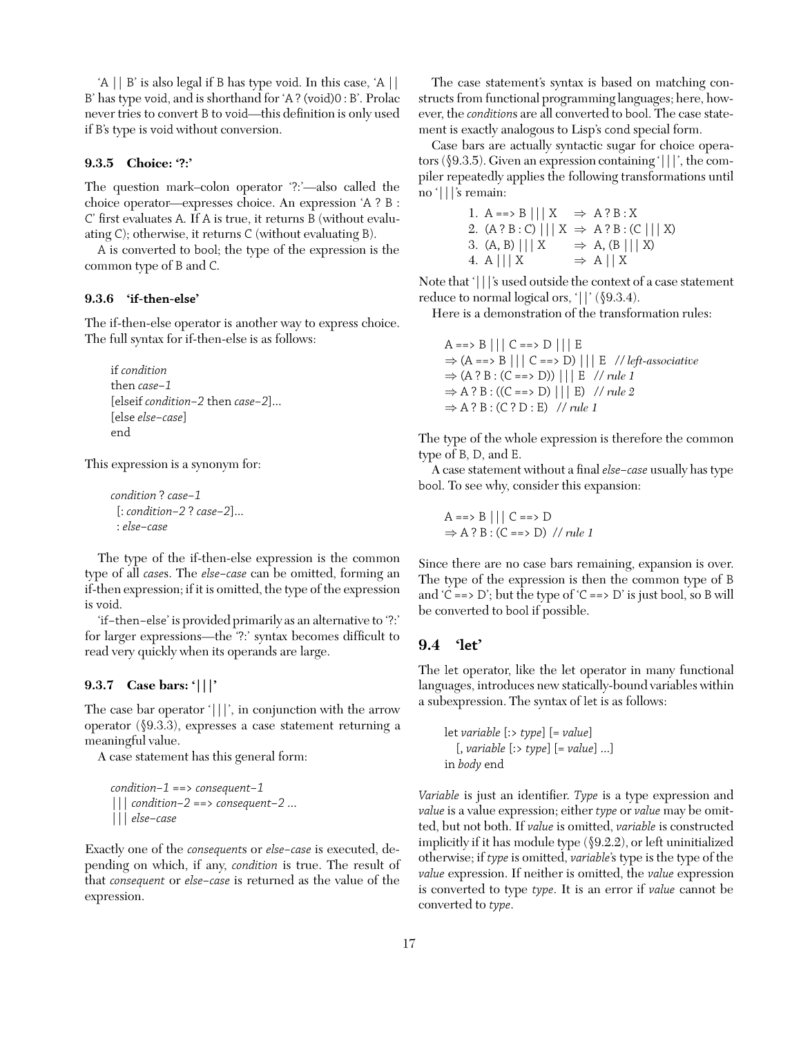'A || B' is also legal if B has type void. In this case, 'A || B' has type void, and is shorthand for 'A ? (void)0 : B'. Prolac never tries to convert B to void—this definition is only used if B's type is void without conversion.

### 9.3.5 Choice: '?:'

The question mark–colon operator '?:'—also called the choice operator—expresses choice. An expression 'A ? B : C' first evaluates A. If A is true, it returns B (without evaluating C); otherwise, it returns C (without evaluating B).

A is converted to bool; the type of the expression is the common type of B and C.

### 9.3.6 'if-then-else'

The if-then-else operator is another way to express choice. The full syntax for if-then-else is as follows:

> if *condition*
> then *case–1*
> [elseif *condition–2* then *case–2*]...
> [else *else–case*]
> end

This expression is a synonym for:

> *condition* ? *case–1*
> [: *condition–2* ? *case–2*]...
> : *else–case*

The type of the if-then-else expression is the common type of all *cases*. The *else–case* can be omitted, forming an if-then expression; if it is omitted, the type of the expression is void.

'if–then–else' is provided primarily as an alternative to '?:' for larger expressions—the '?:' syntax becomes difficult to read very quickly when its operands are large.

### 9.3.7 Case bars: '|||'

The case bar operator '|||', in conjunction with the arrow operator (§9.3.3), expresses a case statement returning a meaningful value.

A case statement has this general form:

> *condition–1* ==> *consequent–1*
> ||| *condition–2* ==> *consequent–2* ...
> ||| *else–case*

Exactly one of the *consequents* or *else–case* is executed, depending on which, if any, *condition* is true. The result of that *consequent* or *else–case* is returned as the value of the expression.

The case statement's syntax is based on matching constructs from functional programming languages; here, however, the *conditions* are all converted to bool. The case statement is exactly analogous to Lisp's cond special form.

Case bars are actually syntactic sugar for choice operators (§9.3.5). Given an expression containing '|||', the compiler repeatedly applies the following transformations until no '|||'s remain:

1. A ==> B ||| X ⇒ A ? B : X
2. (A ? B : C) ||| X ⇒ A ? B : (C ||| X)
3. (A, B) ||| X ⇒ A, (B ||| X)
4. A ||| X ⇒ A || X

Note that '|||'s used outside the context of a case statement reduce to normal logical ors, '||' (§9.3.4).

Here is a demonstration of the transformation rules:

> A ==> B ||| C ==> D ||| E
> ⇒ (A ==> B ||| C ==> D) ||| E  // *left-associative*
> ⇒ (A ? B : (C ==> D)) ||| E  // *rule 1*
> ⇒ A ? B : ((C ==> D) ||| E)  // *rule 2*
> ⇒ A ? B : (C ? D : E)  // *rule 1*

The type of the whole expression is therefore the common type of B, D, and E.

A case statement without a final *else–case* usually has type bool. To see why, consider this expansion:

> A ==> B ||| C ==> D
> ⇒ A ? B : (C ==> D)  // *rule 1*

Since there are no case bars remaining, expansion is over. The type of the expression is then the common type of B and 'C ==> D'; but the type of 'C ==> D' is just bool, so B will be converted to bool if possible.

## 9.4 'let'

The let operator, like the let operator in many functional languages, introduces new statically-bound variables within a subexpression. The syntax of let is as follows:

> let *variable* [:> *type*] [= *value*]
>   [, *variable* [:> *type*] [= *value*] ...]
> in *body* end

*Variable* is just an identifier. *Type* is a type expression and *value* is a value expression; either *type* or *value* may be omitted, but not both. If *value* is omitted, *variable* is constructed implicitly if it has module type (§9.2.2), or left uninitialized otherwise; if *type* is omitted, *variable*'s type is the type of the *value* expression. If neither is omitted, the *value* expression is converted to type *type*. It is an error if *value* cannot be converted to *type*.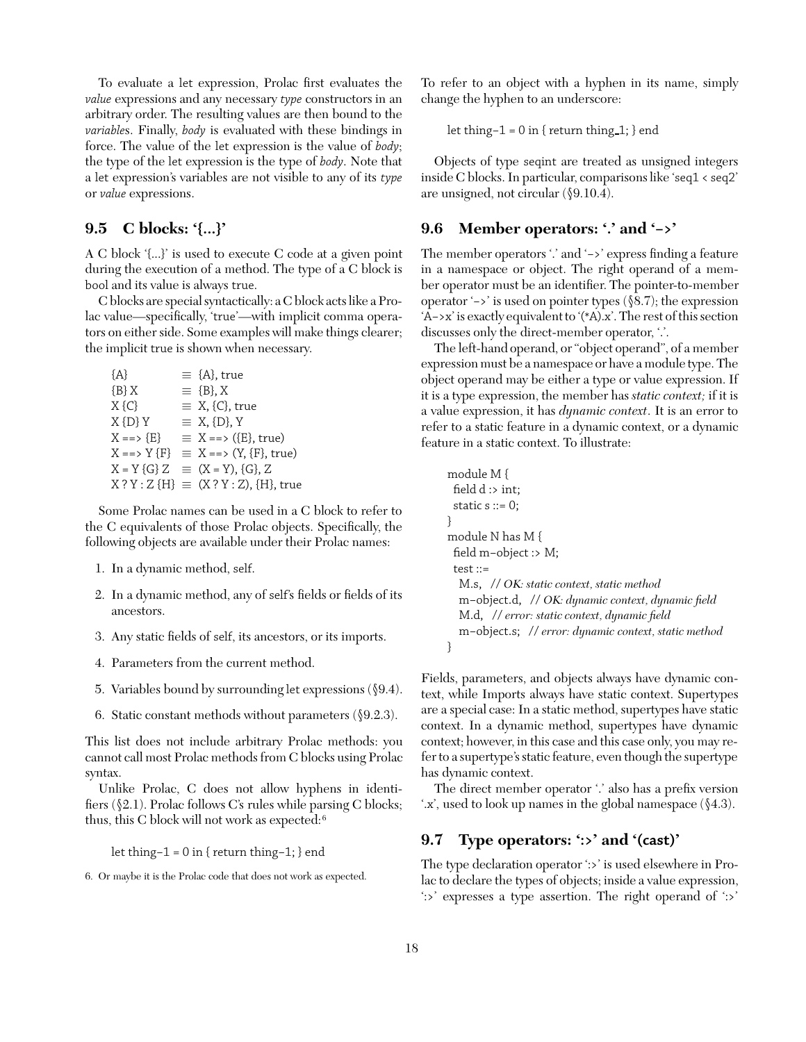To evaluate a let expression, Prolac first evaluates the *value* expressions and any necessary *type* constructors in an arbitrary order. The resulting values are then bound to the *variables*. Finally, *body* is evaluated with these bindings in force. The value of the let expression is the value of *body*; the type of the let expression is the type of *body*. Note that a let expression's variables are not visible to any of its *type* or *value* expressions.

## 9.5 C blocks: '{...}'

A C block '{...}' is used to execute C code at a given point during the execution of a method. The type of a C block is bool and its value is always true.

C blocks are special syntactically: a C block acts like a Prolac value—specifically, 'true'—with implicit comma operators on either side. Some examples will make things clearer; the implicit true is shown when necessary.

```
{A}            ≡ {A}, true
{B} X          ≡ {B}, X
X {C}          ≡ X, {C}, true
X {D} Y        ≡ X, {D}, Y
X ==> {E}      ≡ X ==> ({E}, true)
X ==> Y {F}    ≡ X ==> (Y, {F}, true)
X = Y {G} Z    ≡ (X = Y), {G}, Z
X ? Y : Z {H}  ≡ (X ? Y : Z), {H}, true
```

Some Prolac names can be used in a C block to refer to the C equivalents of those Prolac objects. Specifically, the following objects are available under their Prolac names:

1. In a dynamic method, self.
2. In a dynamic method, any of self's fields or fields of its ancestors.
3. Any static fields of self, its ancestors, or its imports.
4. Parameters from the current method.
5. Variables bound by surrounding let expressions (§9.4).
6. Static constant methods without parameters (§9.2.3).

This list does not include arbitrary Prolac methods: you cannot call most Prolac methods from C blocks using Prolac syntax.

Unlike Prolac, C does not allow hyphens in identifiers (§2.1). Prolac follows C's rules while parsing C blocks; thus, this C block will not work as expected:[6]

```
let thing-1 = 0 in { return thing-1; } end
```

To refer to an object with a hyphen in its name, simply change the hyphen to an underscore:

```
let thing-1 = 0 in { return thing_1; } end
```

Objects of type seqint are treated as unsigned integers inside C blocks. In particular, comparisons like 'seq1 < seq2' are unsigned, not circular (§9.10.4).

## 9.6 Member operators: '.' and '->'

The member operators '.' and '->' express finding a feature in a namespace or object. The right operand of a member operator must be an identifier. The pointer-to-member operator '->' is used on pointer types (§8.7); the expression 'A->x' is exactly equivalent to '(*A).x'. The rest of this section discusses only the direct-member operator, '.'.

The left-hand operand, or "object operand", of a member expression must be a namespace or have a module type. The object operand may be either a type or value expression. If it is a type expression, the member has *static context;* if it is a value expression, it has *dynamic context*. It is an error to refer to a static feature in a dynamic context, or a dynamic feature in a static context. To illustrate:

```
module M {
  field d :> int;
  static s ::= 0;
}
module N has M {
  field m-object :> M;
  test ::=
    M.s,   // OK: static context, static method
    m-object.d,   // OK: dynamic context, dynamic field
    M.d,   // error: static context, dynamic field
    m-object.s;   // error: dynamic context, static method
}
```

Fields, parameters, and objects always have dynamic context, while Imports always have static context. Supertypes are a special case: In a static method, supertypes have static context. In a dynamic method, supertypes have dynamic context; however, in this case and this case only, you may refer to a supertype's static feature, even though the supertype has dynamic context.

The direct member operator '.' also has a prefix version '.x', used to look up names in the global namespace (§4.3).

## 9.7 Type operators: ':>' and '(cast)'

The type declaration operator ':>' is used elsewhere in Prolac to declare the types of objects; inside a value expression, ':>' expresses a type assertion. The right operand of ':>'

6. Or maybe it is the Prolac code that does not work as expected.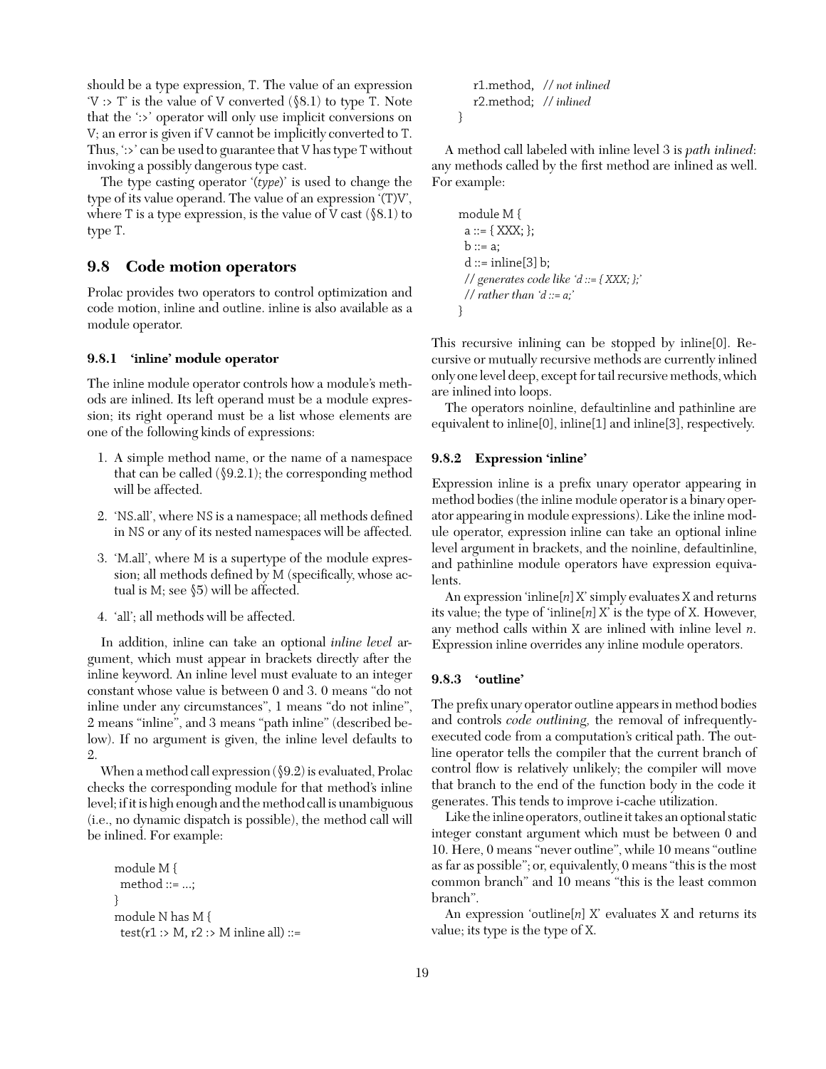should be a type expression, T. The value of an expression 'V :> T' is the value of V converted (§8.1) to type T. Note that the ':>' operator will only use implicit conversions on V; an error is given if V cannot be implicitly converted to T. Thus, ':>' can be used to guarantee that V has type T without invoking a possibly dangerous type cast.

The type casting operator '(*type*)' is used to change the type of its value operand. The value of an expression '(T)V', where T is a type expression, is the value of V cast (§8.1) to type T.

## 9.8 Code motion operators

Prolac provides two operators to control optimization and code motion, inline and outline. inline is also available as a module operator.

### 9.8.1 'inline' module operator

The inline module operator controls how a module's methods are inlined. Its left operand must be a module expression; its right operand must be a list whose elements are one of the following kinds of expressions:

1. A simple method name, or the name of a namespace that can be called (§9.2.1); the corresponding method will be affected.
2. 'NS.all', where NS is a namespace; all methods defined in NS or any of its nested namespaces will be affected.
3. 'M.all', where M is a supertype of the module expression; all methods defined by M (specifically, whose actual is M; see §5) will be affected.
4. 'all'; all methods will be affected.

In addition, inline can take an optional *inline level* argument, which must appear in brackets directly after the inline keyword. An inline level must evaluate to an integer constant whose value is between 0 and 3. 0 means "do not inline under any circumstances", 1 means "do not inline", 2 means "inline", and 3 means "path inline" (described below). If no argument is given, the inline level defaults to 2.

When a method call expression (§9.2) is evaluated, Prolac checks the corresponding module for that method's inline level; if it is high enough and the method call is unambiguous (i.e., no dynamic dispatch is possible), the method call will be inlined. For example:

```
module M {
  method ::= ...;
}
module N has M {
  test(r1 :> M, r2 :> M inline all) ::=
    r1.method,  // not inlined
    r2.method;  // inlined
}
```

A method call labeled with inline level 3 is *path inlined*: any methods called by the first method are inlined as well. For example:

```
module M {
  a ::= { XXX; };
  b ::= a;
  d ::= inline[3] b;
  // generates code like 'd ::= { XXX; };'
  // rather than 'd ::= a;'
}
```

This recursive inlining can be stopped by inline[0]. Recursive or mutually recursive methods are currently inlined only one level deep, except for tail recursive methods, which are inlined into loops.

The operators noinline, defaultinline and pathinline are equivalent to inline[0], inline[1] and inline[3], respectively.

### 9.8.2 Expression 'inline'

Expression inline is a prefix unary operator appearing in method bodies (the inline module operator is a binary operator appearing in module expressions). Like the inline module operator, expression inline can take an optional inline level argument in brackets, and the noinline, defaultinline, and pathinline module operators have expression equivalents.

An expression 'inline[*n*] X' simply evaluates X and returns its value; the type of 'inline[*n*] X' is the type of X. However, any method calls within X are inlined with inline level *n*. Expression inline overrides any inline module operators.

### 9.8.3 'outline'

The prefix unary operator outline appears in method bodies and controls *code outlining*, the removal of infrequently-executed code from a computation's critical path. The outline operator tells the compiler that the current branch of control flow is relatively unlikely; the compiler will move that branch to the end of the function body in the code it generates. This tends to improve i-cache utilization.

Like the inline operators, outline it takes an optional static integer constant argument which must be between 0 and 10. Here, 0 means "never outline", while 10 means "outline as far as possible"; or, equivalently, 0 means "this is the most common branch" and 10 means "this is the least common branch".

An expression 'outline[*n*] X' evaluates X and returns its value; its type is the type of X.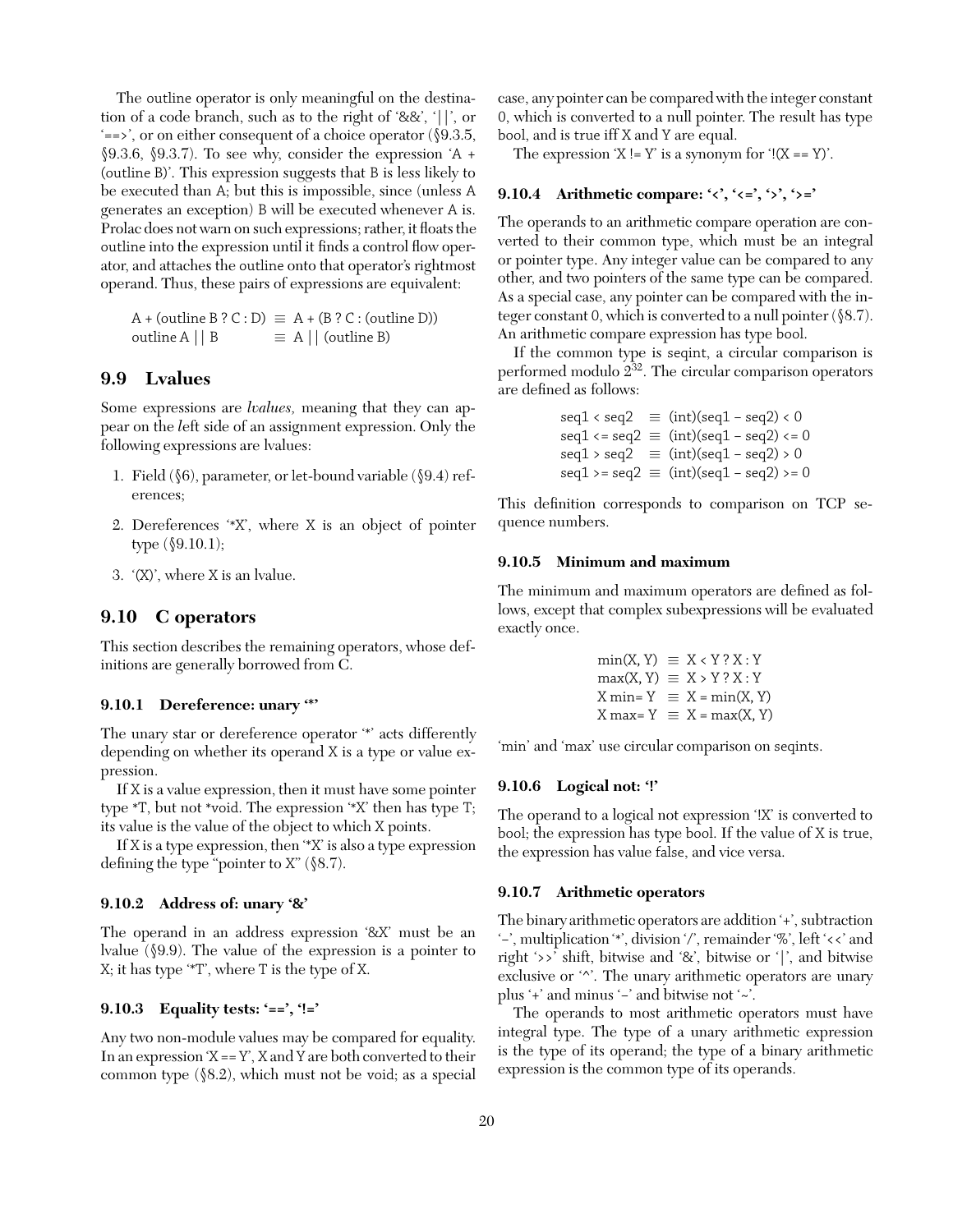The outline operator is only meaningful on the destination of a code branch, such as to the right of '&&', '||', or '==>', or on either consequent of a choice operator (§9.3.5, §9.3.6, §9.3.7). To see why, consider the expression 'A + (outline B)'. This expression suggests that B is less likely to be executed than A; but this is impossible, since (unless A generates an exception) B will be executed whenever A is. Prolac does not warn on such expressions; rather, it floats the outline into the expression until it finds a control flow operator, and attaches the outline onto that operator's rightmost operand. Thus, these pairs of expressions are equivalent:

```
A + (outline B ? C : D)  ≡  A + (B ? C : (outline D))
outline A || B           ≡  A || (outline B)
```

## 9.9 Lvalues

Some expressions are *lvalues,* meaning that they can appear on the *l*eft side of an assignment expression. Only the following expressions are lvalues:

1. Field (§6), parameter, or let-bound variable (§9.4) references;
2. Dereferences '*X', where X is an object of pointer type (§9.10.1);
3. '(X)', where X is an lvalue.

## 9.10 C operators

This section describes the remaining operators, whose definitions are generally borrowed from C.

### 9.10.1 Dereference: unary '*'

The unary star or dereference operator '*' acts differently depending on whether its operand X is a type or value expression.

If X is a value expression, then it must have some pointer type *T, but not *void. The expression '*X' then has type T; its value is the value of the object to which X points.

If X is a type expression, then '*X' is also a type expression defining the type "pointer to X" (§8.7).

### 9.10.2 Address of: unary '&'

The operand in an address expression '&X' must be an lvalue (§9.9). The value of the expression is a pointer to X; it has type '*T', where T is the type of X.

### 9.10.3 Equality tests: '==', '!='

Any two non-module values may be compared for equality. In an expression 'X == Y', X and Y are both converted to their common type (§8.2), which must not be void; as a special case, any pointer can be compared with the integer constant 0, which is converted to a null pointer. The result has type bool, and is true iff X and Y are equal.

The expression 'X != Y' is a synonym for '!(X == Y)'.

### 9.10.4 Arithmetic compare: '<', '<=', '>', '>='

The operands to an arithmetic compare operation are converted to their common type, which must be an integral or pointer type. Any integer value can be compared to any other, and two pointers of the same type can be compared. As a special case, any pointer can be compared with the integer constant 0, which is converted to a null pointer (§8.7). An arithmetic compare expression has type bool.

If the common type is seqint, a circular comparison is performed modulo $2^{32}$. The circular comparison operators are defined as follows:

```
seq1 < seq2   ≡  (int)(seq1 – seq2) < 0
seq1 <= seq2  ≡  (int)(seq1 – seq2) <= 0
seq1 > seq2   ≡  (int)(seq1 – seq2) > 0
seq1 >= seq2  ≡  (int)(seq1 – seq2) >= 0
```

This definition corresponds to comparison on TCP sequence numbers.

### 9.10.5 Minimum and maximum

The minimum and maximum operators are defined as follows, except that complex subexpressions will be evaluated exactly once.

```
min(X, Y)  ≡  X < Y ? X : Y
max(X, Y)  ≡  X > Y ? X : Y
X min= Y   ≡  X = min(X, Y)
X max= Y   ≡  X = max(X, Y)
```

'min' and 'max' use circular comparison on seqints.

### 9.10.6 Logical not: '!'

The operand to a logical not expression '!X' is converted to bool; the expression has type bool. If the value of X is true, the expression has value false, and vice versa.

### 9.10.7 Arithmetic operators

The binary arithmetic operators are addition '+', subtraction '–', multiplication '*', division '/', remainder '%', left '<<' and right '>>' shift, bitwise and '&', bitwise or '|', and bitwise exclusive or '^'. The unary arithmetic operators are unary plus '+' and minus '–' and bitwise not '~'.

The operands to most arithmetic operators must have integral type. The type of a unary arithmetic expression is the type of its operand; the type of a binary arithmetic expression is the common type of its operands.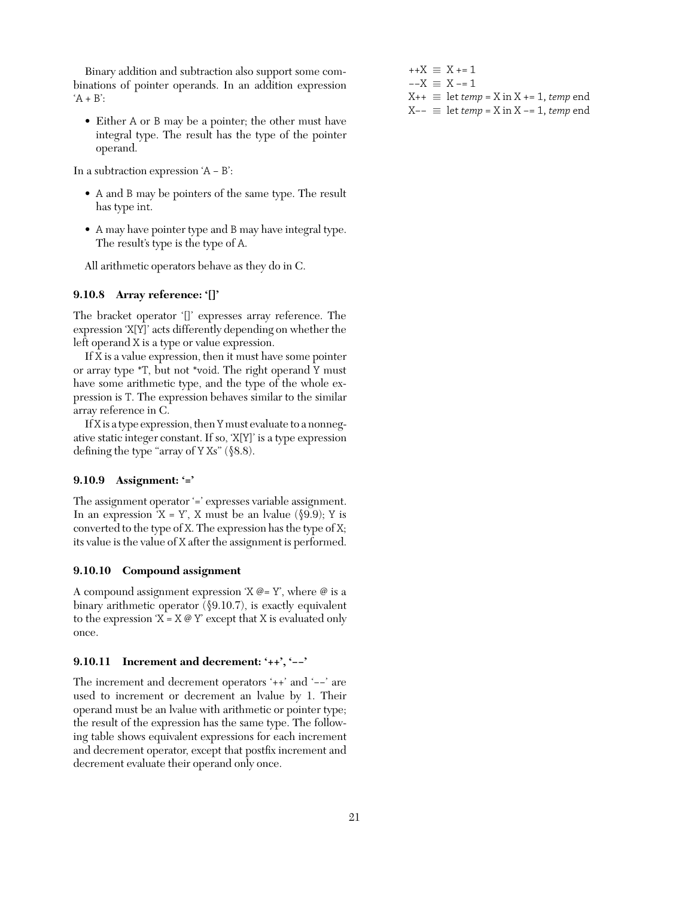Binary addition and subtraction also support some combinations of pointer operands. In an addition expression 'A + B':

- Either A or B may be a pointer; the other must have integral type. The result has the type of the pointer operand.

In a subtraction expression 'A - B':

- A and B may be pointers of the same type. The result has type int.
- A may have pointer type and B may have integral type. The result's type is the type of A.

All arithmetic operators behave as they do in C.

### 9.10.8 Array reference: '[]'

The bracket operator '[]' expresses array reference. The expression 'X[Y]' acts differently depending on whether the left operand X is a type or value expression.

If X is a value expression, then it must have some pointer or array type *T, but not *void. The right operand Y must have some arithmetic type, and the type of the whole expression is T. The expression behaves similar to the similar array reference in C.

If X is a type expression, then Y must evaluate to a nonnegative static integer constant. If so, 'X[Y]' is a type expression defining the type "array of Y Xs" (§8.8).

### 9.10.9 Assignment: '='

The assignment operator '=' expresses variable assignment. In an expression 'X = Y', X must be an lvalue (§9.9); Y is converted to the type of X. The expression has the type of X; its value is the value of X after the assignment is performed.

### 9.10.10 Compound assignment

A compound assignment expression 'X @= Y', where @ is a binary arithmetic operator (§9.10.7), is exactly equivalent to the expression 'X = X @ Y' except that X is evaluated only once.

### 9.10.11 Increment and decrement: '++', '−−'

The increment and decrement operators '++' and '−−' are used to increment or decrement an lvalue by 1. Their operand must be an lvalue with arithmetic or pointer type; the result of the expression has the same type. The following table shows equivalent expressions for each increment and decrement operator, except that postfix increment and decrement evaluate their operand only once.

| | | |
|---|---|---|
| ++X | ≡ | X += 1 |
| −−X | ≡ | X −= 1 |
| X++ | ≡ | let *temp* = X in X += 1, *temp* end |
| X−− | ≡ | let *temp* = X in X −= 1, *temp* end |